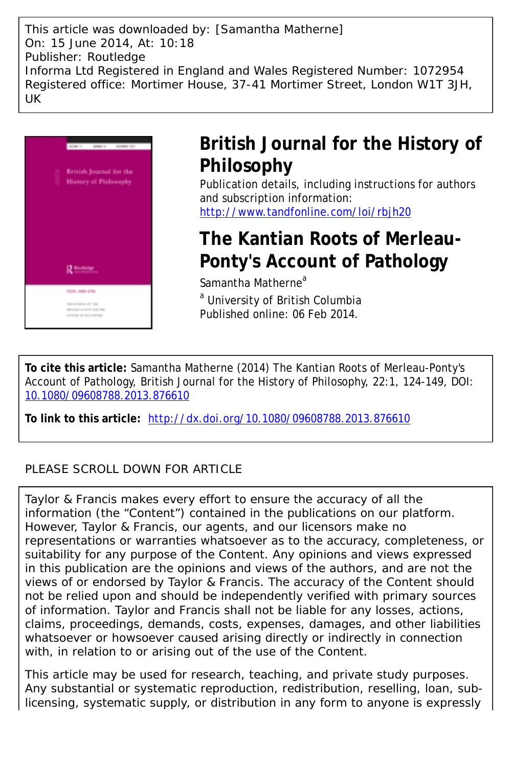This article was downloaded by: [Samantha Matherne]
On: 15 June 2014, At: 10:18
Publisher: Routledge
Informa Ltd Registered in England and Wales Registered Number: 1072954
Registered office: Mortimer House, 37-41 Mortimer Street, London W1T 3JH, UK

# British Journal for the History of Philosophy

Publication details, including instructions for authors and subscription information:
http://www.tandfonline.com/loi/rbjh20

## The Kantian Roots of Merleau-Ponty's Account of Pathology

Samantha Matherne[a]

[a] University of British Columbia
Published online: 06 Feb 2014.

**To cite this article:** Samantha Matherne (2014) The Kantian Roots of Merleau-Ponty's Account of Pathology, British Journal for the History of Philosophy, 22:1, 124-149, DOI: 10.1080/09608788.2013.876610

**To link to this article:** http://dx.doi.org/10.1080/09608788.2013.876610

PLEASE SCROLL DOWN FOR ARTICLE

Taylor & Francis makes every effort to ensure the accuracy of all the information (the "Content") contained in the publications on our platform. However, Taylor & Francis, our agents, and our licensors make no representations or warranties whatsoever as to the accuracy, completeness, or suitability for any purpose of the Content. Any opinions and views expressed in this publication are the opinions and views of the authors, and are not the views of or endorsed by Taylor & Francis. The accuracy of the Content should not be relied upon and should be independently verified with primary sources of information. Taylor and Francis shall not be liable for any losses, actions, claims, proceedings, demands, costs, expenses, damages, and other liabilities whatsoever or howsoever caused arising directly or indirectly in connection with, in relation to or arising out of the use of the Content.

This article may be used for research, teaching, and private study purposes. Any substantial or systematic reproduction, redistribution, reselling, loan, sub-licensing, systematic supply, or distribution in any form to anyone is expressly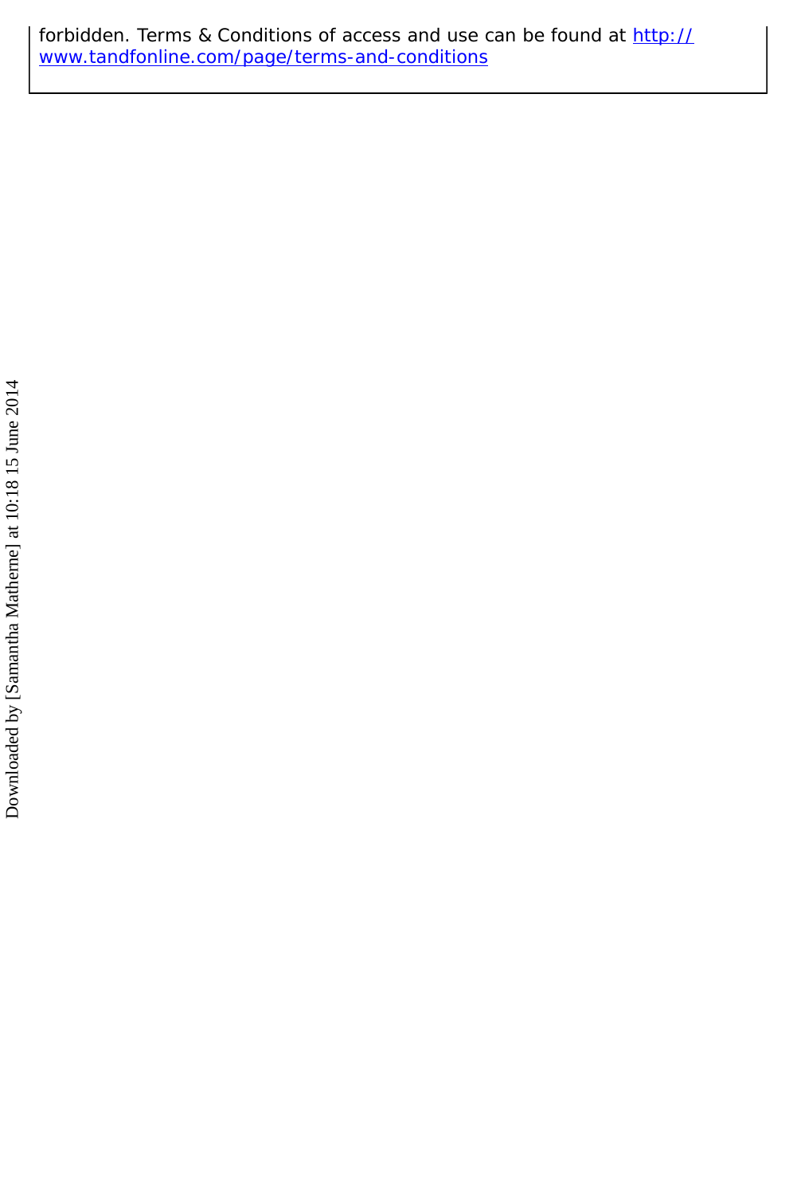forbidden. Terms & Conditions of access and use can be found at http://www.tandfonline.com/page/terms-and-conditions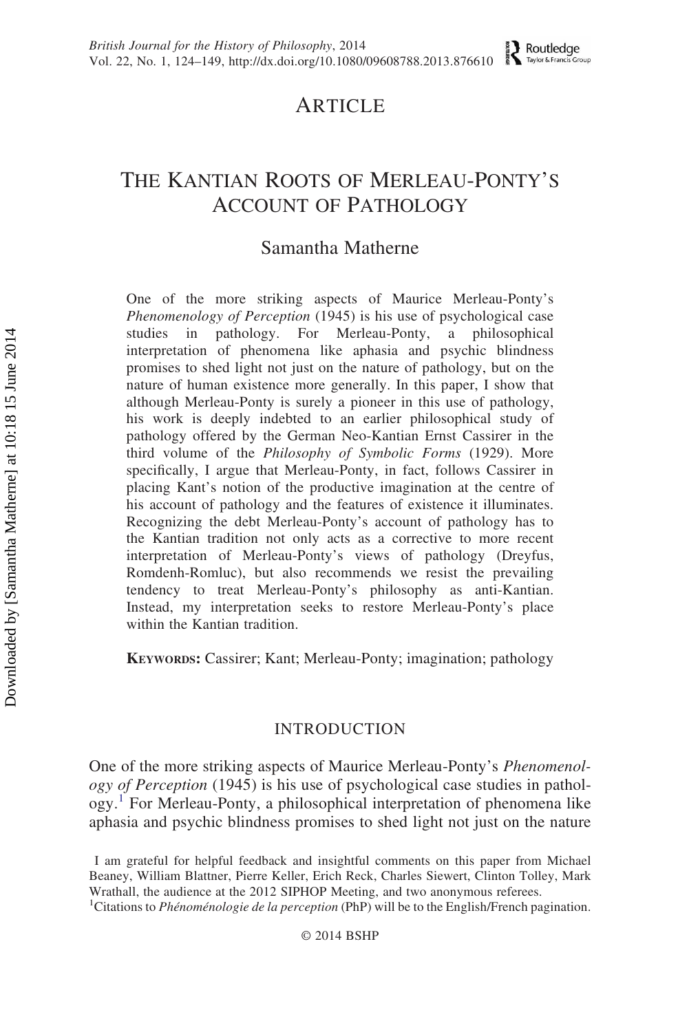# Article

# The Kantian Roots of Merleau-Ponty's Account of Pathology

Samantha Matherne

One of the more striking aspects of Maurice Merleau-Ponty's *Phenomenology of Perception* (1945) is his use of psychological case studies in pathology. For Merleau-Ponty, a philosophical interpretation of phenomena like aphasia and psychic blindness promises to shed light not just on the nature of pathology, but on the nature of human existence more generally. In this paper, I show that although Merleau-Ponty is surely a pioneer in this use of pathology, his work is deeply indebted to an earlier philosophical study of pathology offered by the German Neo-Kantian Ernst Cassirer in the third volume of the *Philosophy of Symbolic Forms* (1929). More specifically, I argue that Merleau-Ponty, in fact, follows Cassirer in placing Kant's notion of the productive imagination at the centre of his account of pathology and the features of existence it illuminates. Recognizing the debt Merleau-Ponty's account of pathology has to the Kantian tradition not only acts as a corrective to more recent interpretation of Merleau-Ponty's views of pathology (Dreyfus, Romdenh-Romluc), but also recommends we resist the prevailing tendency to treat Merleau-Ponty's philosophy as anti-Kantian. Instead, my interpretation seeks to restore Merleau-Ponty's place within the Kantian tradition.

**Keywords:** Cassirer; Kant; Merleau-Ponty; imagination; pathology

## Introduction

One of the more striking aspects of Maurice Merleau-Ponty's *Phenomenology of Perception* (1945) is his use of psychological case studies in pathology.[1] For Merleau-Ponty, a philosophical interpretation of phenomena like aphasia and psychic blindness promises to shed light not just on the nature

I am grateful for helpful feedback and insightful comments on this paper from Michael Beaney, William Blattner, Pierre Keller, Erich Reck, Charles Siewert, Clinton Tolley, Mark Wrathall, the audience at the 2012 SIPHOP Meeting, and two anonymous referees.

[1] Citations to *Phénoménologie de la perception* (PhP) will be to the English/French pagination.

© 2014 BSHP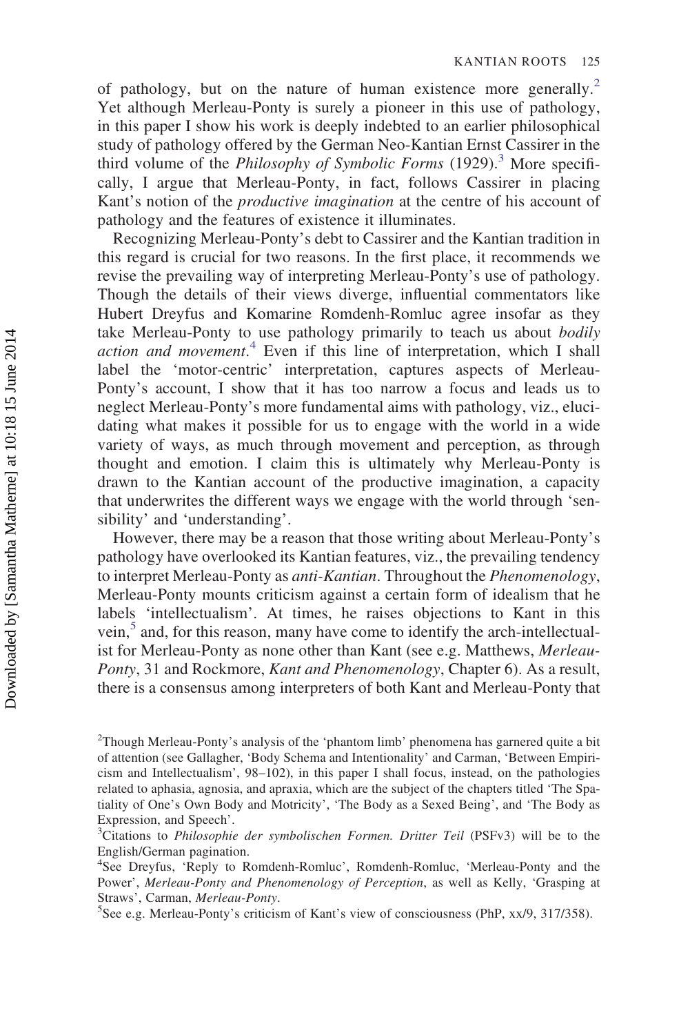of pathology, but on the nature of human existence more generally.[2] Yet although Merleau-Ponty is surely a pioneer in this use of pathology, in this paper I show his work is deeply indebted to an earlier philosophical study of pathology offered by the German Neo-Kantian Ernst Cassirer in the third volume of the *Philosophy of Symbolic Forms* (1929).[3] More specifically, I argue that Merleau-Ponty, in fact, follows Cassirer in placing Kant's notion of the *productive imagination* at the centre of his account of pathology and the features of existence it illuminates.

Recognizing Merleau-Ponty's debt to Cassirer and the Kantian tradition in this regard is crucial for two reasons. In the first place, it recommends we revise the prevailing way of interpreting Merleau-Ponty's use of pathology. Though the details of their views diverge, influential commentators like Hubert Dreyfus and Komarine Romdenh-Romluc agree insofar as they take Merleau-Ponty to use pathology primarily to teach us about *bodily action and movement*.[4] Even if this line of interpretation, which I shall label the 'motor-centric' interpretation, captures aspects of Merleau-Ponty's account, I show that it has too narrow a focus and leads us to neglect Merleau-Ponty's more fundamental aims with pathology, viz., elucidating what makes it possible for us to engage with the world in a wide variety of ways, as much through movement and perception, as through thought and emotion. I claim this is ultimately why Merleau-Ponty is drawn to the Kantian account of the productive imagination, a capacity that underwrites the different ways we engage with the world through 'sensibility' and 'understanding'.

However, there may be a reason that those writing about Merleau-Ponty's pathology have overlooked its Kantian features, viz., the prevailing tendency to interpret Merleau-Ponty as *anti-Kantian*. Throughout the *Phenomenology*, Merleau-Ponty mounts criticism against a certain form of idealism that he labels 'intellectualism'. At times, he raises objections to Kant in this vein,[5] and, for this reason, many have come to identify the arch-intellectualist for Merleau-Ponty as none other than Kant (see e.g. Matthews, *Merleau-Ponty*, 31 and Rockmore, *Kant and Phenomenology*, Chapter 6). As a result, there is a consensus among interpreters of both Kant and Merleau-Ponty that

[2]Though Merleau-Ponty's analysis of the 'phantom limb' phenomena has garnered quite a bit of attention (see Gallagher, 'Body Schema and Intentionality' and Carman, 'Between Empiricism and Intellectualism', 98–102), in this paper I shall focus, instead, on the pathologies related to aphasia, agnosia, and apraxia, which are the subject of the chapters titled 'The Spatiality of One's Own Body and Motricity', 'The Body as a Sexed Being', and 'The Body as Expression, and Speech'.

[3]Citations to *Philosophie der symbolischen Formen. Dritter Teil* (PSFv3) will be to the English/German pagination.

[4]See Dreyfus, 'Reply to Romdenh-Romluc', Romdenh-Romluc, 'Merleau-Ponty and the Power', *Merleau-Ponty and Phenomenology of Perception*, as well as Kelly, 'Grasping at Straws', Carman, *Merleau-Ponty*.

[5]See e.g. Merleau-Ponty's criticism of Kant's view of consciousness (PhP, xx/9, 317/358).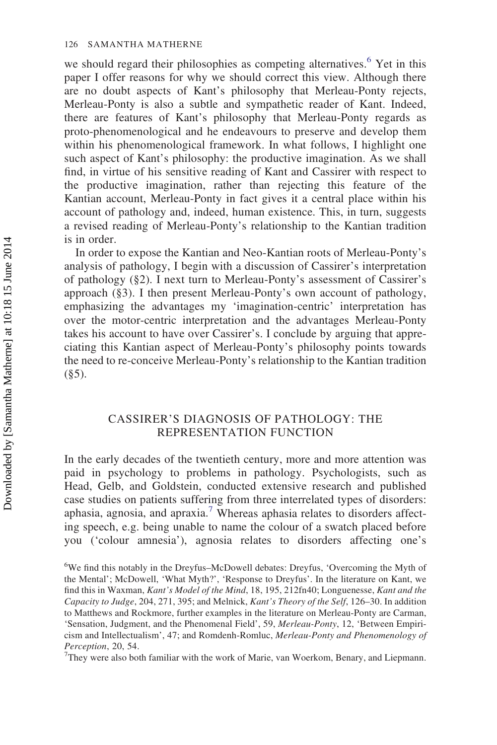we should regard their philosophies as competing alternatives.[6] Yet in this paper I offer reasons for why we should correct this view. Although there are no doubt aspects of Kant's philosophy that Merleau-Ponty rejects, Merleau-Ponty is also a subtle and sympathetic reader of Kant. Indeed, there are features of Kant's philosophy that Merleau-Ponty regards as proto-phenomenological and he endeavours to preserve and develop them within his phenomenological framework. In what follows, I highlight one such aspect of Kant's philosophy: the productive imagination. As we shall find, in virtue of his sensitive reading of Kant and Cassirer with respect to the productive imagination, rather than rejecting this feature of the Kantian account, Merleau-Ponty in fact gives it a central place within his account of pathology and, indeed, human existence. This, in turn, suggests a revised reading of Merleau-Ponty's relationship to the Kantian tradition is in order.

In order to expose the Kantian and Neo-Kantian roots of Merleau-Ponty's analysis of pathology, I begin with a discussion of Cassirer's interpretation of pathology (§2). I next turn to Merleau-Ponty's assessment of Cassirer's approach (§3). I then present Merleau-Ponty's own account of pathology, emphasizing the advantages my 'imagination-centric' interpretation has over the motor-centric interpretation and the advantages Merleau-Ponty takes his account to have over Cassirer's. I conclude by arguing that appreciating this Kantian aspect of Merleau-Ponty's philosophy points towards the need to re-conceive Merleau-Ponty's relationship to the Kantian tradition (§5).

## CASSIRER'S DIAGNOSIS OF PATHOLOGY: THE REPRESENTATION FUNCTION

In the early decades of the twentieth century, more and more attention was paid in psychology to problems in pathology. Psychologists, such as Head, Gelb, and Goldstein, conducted extensive research and published case studies on patients suffering from three interrelated types of disorders: aphasia, agnosia, and apraxia.[7] Whereas aphasia relates to disorders affecting speech, e.g. being unable to name the colour of a swatch placed before you ('colour amnesia'), agnosia relates to disorders affecting one's

[6] We find this notably in the Dreyfus–McDowell debates: Dreyfus, 'Overcoming the Myth of the Mental'; McDowell, 'What Myth?', 'Response to Dreyfus'. In the literature on Kant, we find this in Waxman, *Kant's Model of the Mind*, 18, 195, 212fn40; Longuenesse, *Kant and the Capacity to Judge*, 204, 271, 395; and Melnick, *Kant's Theory of the Self*, 126–30. In addition to Matthews and Rockmore, further examples in the literature on Merleau-Ponty are Carman, 'Sensation, Judgment, and the Phenomenal Field', 59, *Merleau-Ponty*, 12, 'Between Empiricism and Intellectualism', 47; and Romdenh-Romluc, *Merleau-Ponty and Phenomenology of Perception*, 20, 54.

[7] They were also both familiar with the work of Marie, van Woerkom, Benary, and Liepmann.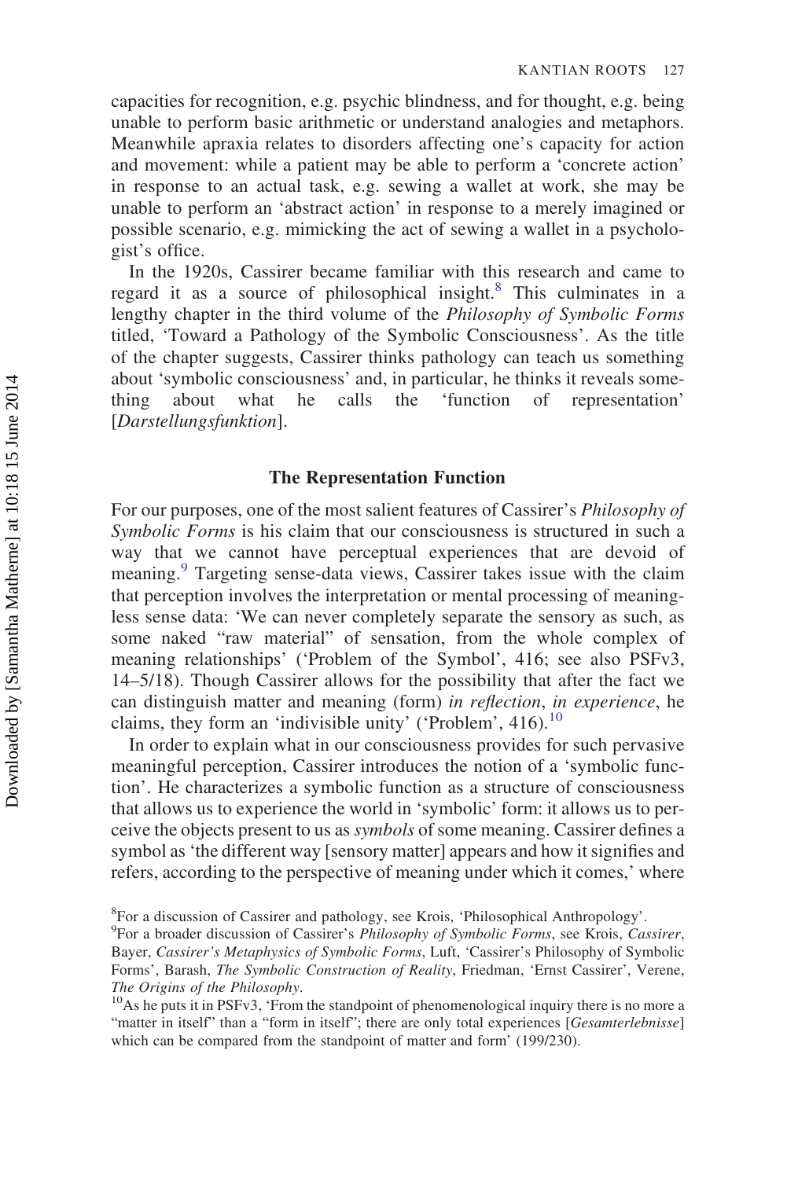capacities for recognition, e.g. psychic blindness, and for thought, e.g. being unable to perform basic arithmetic or understand analogies and metaphors. Meanwhile apraxia relates to disorders affecting one's capacity for action and movement: while a patient may be able to perform a 'concrete action' in response to an actual task, e.g. sewing a wallet at work, she may be unable to perform an 'abstract action' in response to a merely imagined or possible scenario, e.g. mimicking the act of sewing a wallet in a psychologist's office.

In the 1920s, Cassirer became familiar with this research and came to regard it as a source of philosophical insight.[8] This culminates in a lengthy chapter in the third volume of the *Philosophy of Symbolic Forms* titled, 'Toward a Pathology of the Symbolic Consciousness'. As the title of the chapter suggests, Cassirer thinks pathology can teach us something about 'symbolic consciousness' and, in particular, he thinks it reveals something about what he calls the 'function of representation' [*Darstellungsfunktion*].

## The Representation Function

For our purposes, one of the most salient features of Cassirer's *Philosophy of Symbolic Forms* is his claim that our consciousness is structured in such a way that we cannot have perceptual experiences that are devoid of meaning.[9] Targeting sense-data views, Cassirer takes issue with the claim that perception involves the interpretation or mental processing of meaningless sense data: 'We can never completely separate the sensory as such, as some naked "raw material" of sensation, from the whole complex of meaning relationships' ('Problem of the Symbol', 416; see also PSFv3, 14–5/18). Though Cassirer allows for the possibility that after the fact we can distinguish matter and meaning (form) *in reflection*, *in experience*, he claims, they form an 'indivisible unity' ('Problem', 416).[10]

In order to explain what in our consciousness provides for such pervasive meaningful perception, Cassirer introduces the notion of a 'symbolic function'. He characterizes a symbolic function as a structure of consciousness that allows us to experience the world in 'symbolic' form: it allows us to perceive the objects present to us as *symbols* of some meaning. Cassirer defines a symbol as 'the different way [sensory matter] appears and how it signifies and refers, according to the perspective of meaning under which it comes,' where

[8]For a discussion of Cassirer and pathology, see Krois, 'Philosophical Anthropology'.

[9]For a broader discussion of Cassirer's *Philosophy of Symbolic Forms*, see Krois, *Cassirer*, Bayer, *Cassirer's Metaphysics of Symbolic Forms*, Luft, 'Cassirer's Philosophy of Symbolic Forms', Barash, *The Symbolic Construction of Reality*, Friedman, 'Ernst Cassirer', Verene, *The Origins of the Philosophy*.

[10]As he puts it in PSFv3, 'From the standpoint of phenomenological inquiry there is no more a "matter in itself" than a "form in itself"; there are only total experiences [*Gesamterlebnisse*] which can be compared from the standpoint of matter and form' (199/230).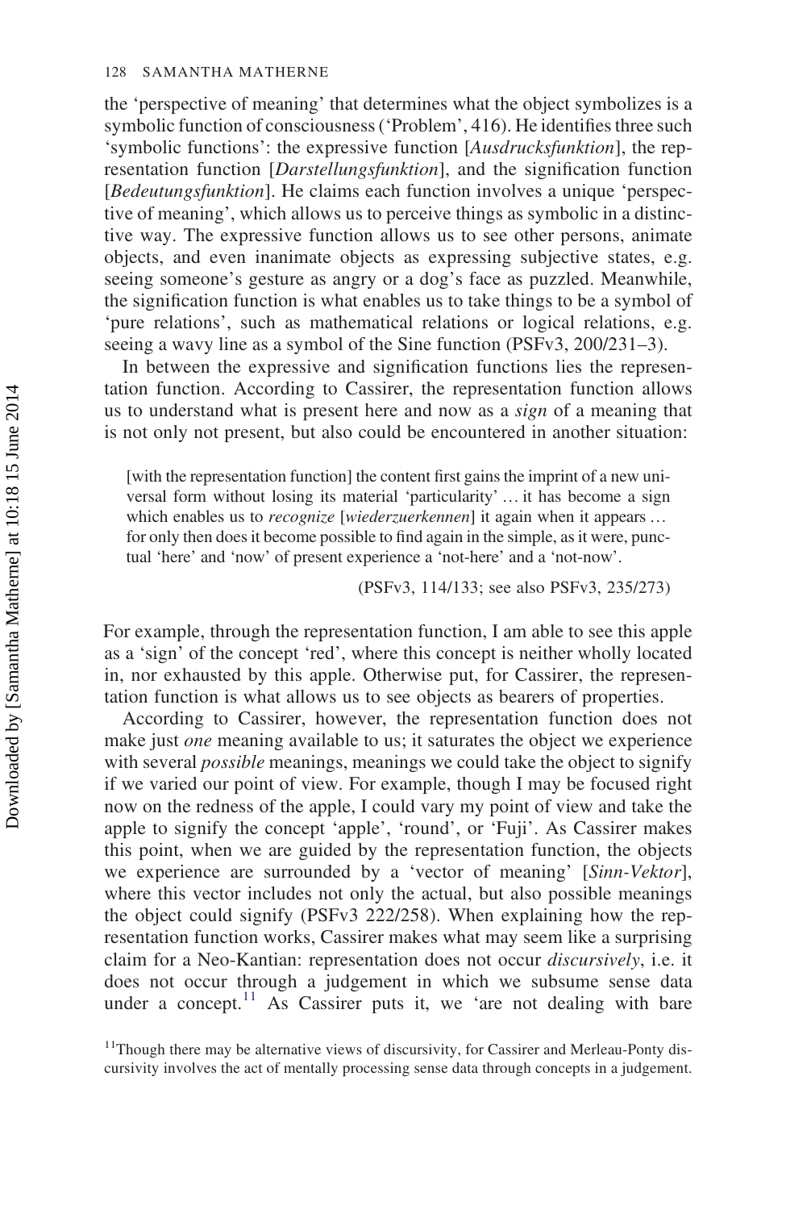the 'perspective of meaning' that determines what the object symbolizes is a symbolic function of consciousness ('Problem', 416). He identifies three such 'symbolic functions': the expressive function [*Ausdrucksfunktion*], the representation function [*Darstellungsfunktion*], and the signification function [*Bedeutungsfunktion*]. He claims each function involves a unique 'perspective of meaning', which allows us to perceive things as symbolic in a distinctive way. The expressive function allows us to see other persons, animate objects, and even inanimate objects as expressing subjective states, e.g. seeing someone's gesture as angry or a dog's face as puzzled. Meanwhile, the signification function is what enables us to take things to be a symbol of 'pure relations', such as mathematical relations or logical relations, e.g. seeing a wavy line as a symbol of the Sine function (PSFv3, 200/231–3).

In between the expressive and signification functions lies the representation function. According to Cassirer, the representation function allows us to understand what is present here and now as a *sign* of a meaning that is not only not present, but also could be encountered in another situation:

> [with the representation function] the content first gains the imprint of a new universal form without losing its material 'particularity' … it has become a sign which enables us to *recognize* [*wiederzuerkennen*] it again when it appears … for only then does it become possible to find again in the simple, as it were, punctual 'here' and 'now' of present experience a 'not-here' and a 'not-now'.
>
> (PSFv3, 114/133; see also PSFv3, 235/273)

For example, through the representation function, I am able to see this apple as a 'sign' of the concept 'red', where this concept is neither wholly located in, nor exhausted by this apple. Otherwise put, for Cassirer, the representation function is what allows us to see objects as bearers of properties.

According to Cassirer, however, the representation function does not make just *one* meaning available to us; it saturates the object we experience with several *possible* meanings, meanings we could take the object to signify if we varied our point of view. For example, though I may be focused right now on the redness of the apple, I could vary my point of view and take the apple to signify the concept 'apple', 'round', or 'Fuji'. As Cassirer makes this point, when we are guided by the representation function, the objects we experience are surrounded by a 'vector of meaning' [*Sinn-Vektor*], where this vector includes not only the actual, but also possible meanings the object could signify (PSFv3 222/258). When explaining how the representation function works, Cassirer makes what may seem like a surprising claim for a Neo-Kantian: representation does not occur *discursively*, i.e. it does not occur through a judgement in which we subsume sense data under a concept.[11] As Cassirer puts it, we 'are not dealing with bare

[11]Though there may be alternative views of discursivity, for Cassirer and Merleau-Ponty discursivity involves the act of mentally processing sense data through concepts in a judgement.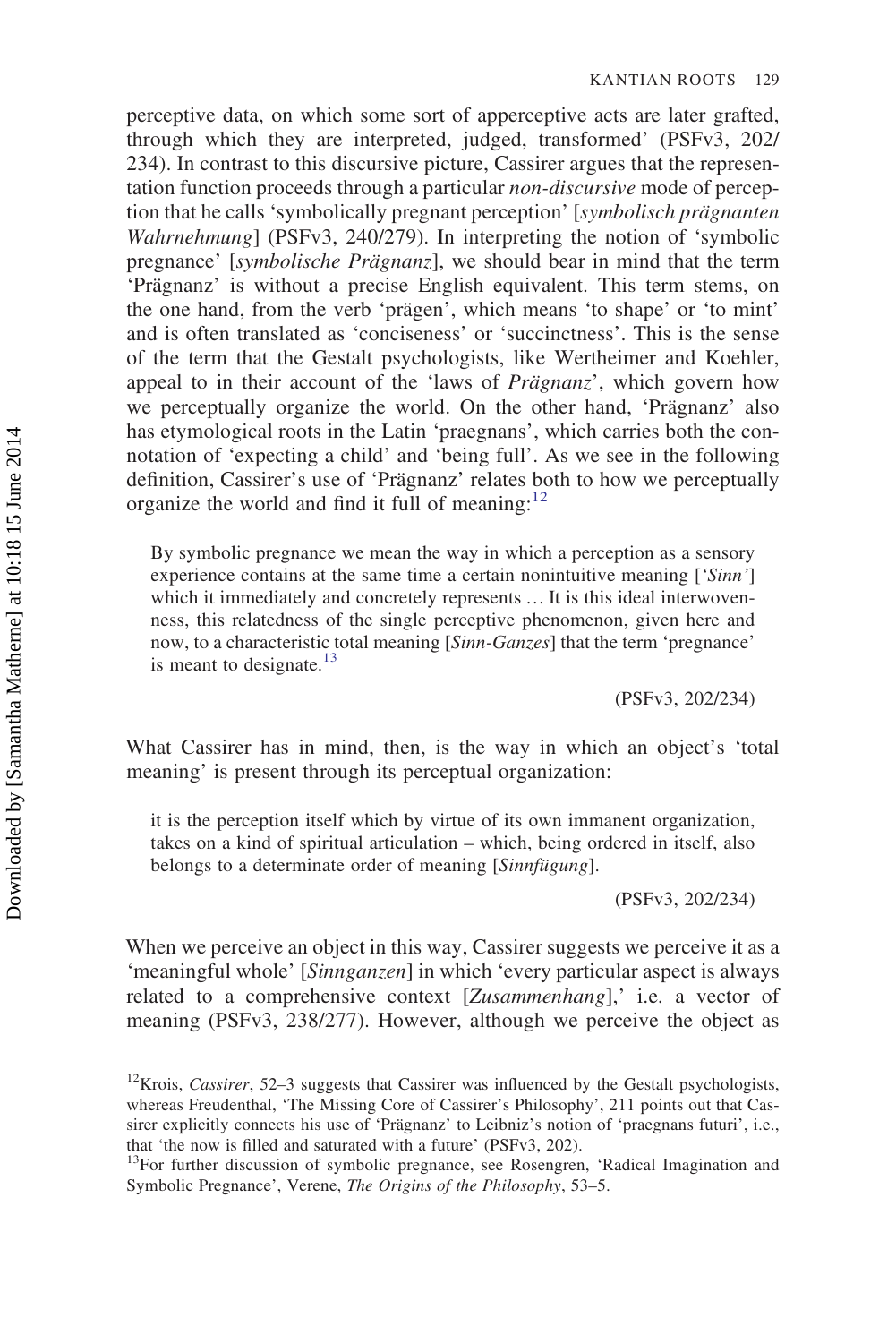perceptive data, on which some sort of apperceptive acts are later grafted, through which they are interpreted, judged, transformed' (PSFv3, 202/234). In contrast to this discursive picture, Cassirer argues that the representation function proceeds through a particular *non-discursive* mode of perception that he calls 'symbolically pregnant perception' [*symbolisch prägnanten Wahrnehmung*] (PSFv3, 240/279). In interpreting the notion of 'symbolic pregnance' [*symbolische Prägnanz*], we should bear in mind that the term 'Prägnanz' is without a precise English equivalent. This term stems, on the one hand, from the verb 'prägen', which means 'to shape' or 'to mint' and is often translated as 'conciseness' or 'succinctness'. This is the sense of the term that the Gestalt psychologists, like Wertheimer and Koehler, appeal to in their account of the 'laws of *Prägnanz*', which govern how we perceptually organize the world. On the other hand, 'Prägnanz' also has etymological roots in the Latin 'praegnans', which carries both the connotation of 'expecting a child' and 'being full'. As we see in the following definition, Cassirer's use of 'Prägnanz' relates both to how we perceptually organize the world and find it full of meaning:[12]

> By symbolic pregnance we mean the way in which a perception as a sensory experience contains at the same time a certain nonintuitive meaning [*'Sinn'*] which it immediately and concretely represents … It is this ideal interwovenness, this relatedness of the single perceptive phenomenon, given here and now, to a characteristic total meaning [*Sinn-Ganzes*] that the term 'pregnance' is meant to designate.[13]
>
> (PSFv3, 202/234)

What Cassirer has in mind, then, is the way in which an object's 'total meaning' is present through its perceptual organization:

> it is the perception itself which by virtue of its own immanent organization, takes on a kind of spiritual articulation – which, being ordered in itself, also belongs to a determinate order of meaning [*Sinnfügung*].
>
> (PSFv3, 202/234)

When we perceive an object in this way, Cassirer suggests we perceive it as a 'meaningful whole' [*Sinnganzen*] in which 'every particular aspect is always related to a comprehensive context [*Zusammenhang*],' i.e. a vector of meaning (PSFv3, 238/277). However, although we perceive the object as

---

[12]Krois, *Cassirer*, 52–3 suggests that Cassirer was influenced by the Gestalt psychologists, whereas Freudenthal, 'The Missing Core of Cassirer's Philosophy', 211 points out that Cassirer explicitly connects his use of 'Prägnanz' to Leibniz's notion of 'praegnans futuri', i.e., that 'the now is filled and saturated with a future' (PSFv3, 202).

[13]For further discussion of symbolic pregnance, see Rosengren, 'Radical Imagination and Symbolic Pregnance', Verene, *The Origins of the Philosophy*, 53–5.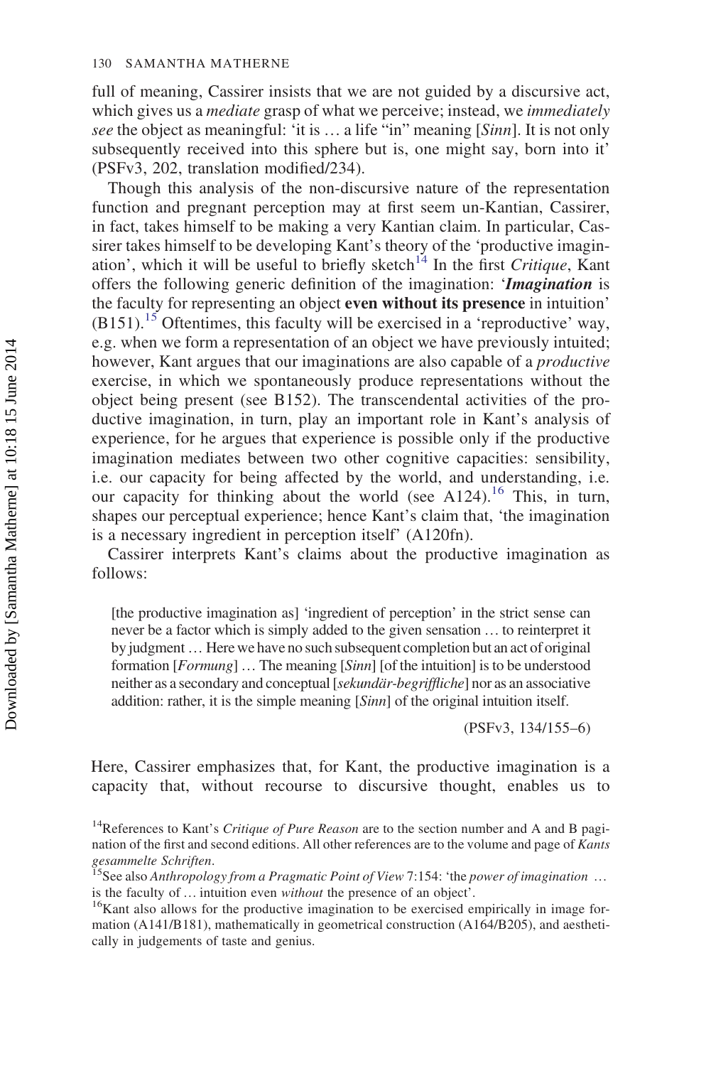full of meaning, Cassirer insists that we are not guided by a discursive act, which gives us a *mediate* grasp of what we perceive; instead, we *immediately see* the object as meaningful: 'it is … a life "in" meaning [*Sinn*]. It is not only subsequently received into this sphere but is, one might say, born into it' (PSFv3, 202, translation modified/234).

Though this analysis of the non-discursive nature of the representation function and pregnant perception may at first seem un-Kantian, Cassirer, in fact, takes himself to be making a very Kantian claim. In particular, Cassirer takes himself to be developing Kant's theory of the 'productive imagination', which it will be useful to briefly sketch[14] In the first *Critique*, Kant offers the following generic definition of the imagination: '***Imagination*** is the faculty for representing an object **even without its presence** in intuition' (B151).[15] Oftentimes, this faculty will be exercised in a 'reproductive' way, e.g. when we form a representation of an object we have previously intuited; however, Kant argues that our imaginations are also capable of a *productive* exercise, in which we spontaneously produce representations without the object being present (see B152). The transcendental activities of the productive imagination, in turn, play an important role in Kant's analysis of experience, for he argues that experience is possible only if the productive imagination mediates between two other cognitive capacities: sensibility, i.e. our capacity for being affected by the world, and understanding, i.e. our capacity for thinking about the world (see A124).[16] This, in turn, shapes our perceptual experience; hence Kant's claim that, 'the imagination is a necessary ingredient in perception itself' (A120fn).

Cassirer interprets Kant's claims about the productive imagination as follows:

> [the productive imagination as] 'ingredient of perception' in the strict sense can never be a factor which is simply added to the given sensation … to reinterpret it by judgment … Here we have no such subsequent completion but an act of original formation [*Formung*] … The meaning [*Sinn*] [of the intuition] is to be understood neither as a secondary and conceptual [*sekundär-begriffliche*] nor as an associative addition: rather, it is the simple meaning [*Sinn*] of the original intuition itself.
>
> (PSFv3, 134/155–6)

Here, Cassirer emphasizes that, for Kant, the productive imagination is a capacity that, without recourse to discursive thought, enables us to

[14] References to Kant's *Critique of Pure Reason* are to the section number and A and B pagination of the first and second editions. All other references are to the volume and page of *Kants gesammelte Schriften*.

[15] See also *Anthropology from a Pragmatic Point of View* 7:154: 'the *power of imagination* … is the faculty of … intuition even *without* the presence of an object'.

[16] Kant also allows for the productive imagination to be exercised empirically in image formation (A141/B181), mathematically in geometrical construction (A164/B205), and aesthetically in judgements of taste and genius.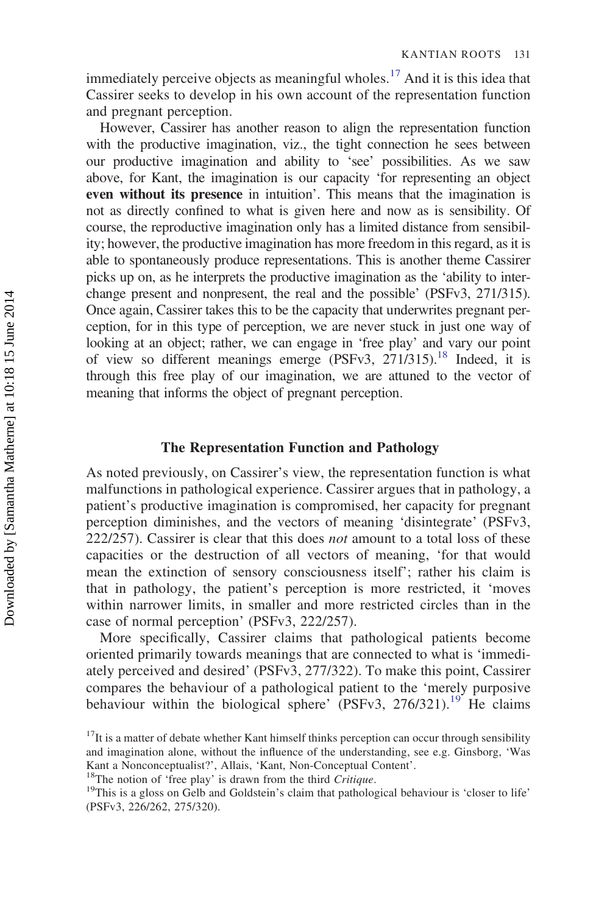immediately perceive objects as meaningful wholes.[17] And it is this idea that Cassirer seeks to develop in his own account of the representation function and pregnant perception.

However, Cassirer has another reason to align the representation function with the productive imagination, viz., the tight connection he sees between our productive imagination and ability to 'see' possibilities. As we saw above, for Kant, the imagination is our capacity 'for representing an object **even without its presence** in intuition'. This means that the imagination is not as directly confined to what is given here and now as is sensibility. Of course, the reproductive imagination only has a limited distance from sensibility; however, the productive imagination has more freedom in this regard, as it is able to spontaneously produce representations. This is another theme Cassirer picks up on, as he interprets the productive imagination as the 'ability to interchange present and nonpresent, the real and the possible' (PSFv3, 271/315). Once again, Cassirer takes this to be the capacity that underwrites pregnant perception, for in this type of perception, we are never stuck in just one way of looking at an object; rather, we can engage in 'free play' and vary our point of view so different meanings emerge (PSFv3, 271/315).[18] Indeed, it is through this free play of our imagination, we are attuned to the vector of meaning that informs the object of pregnant perception.

## The Representation Function and Pathology

As noted previously, on Cassirer's view, the representation function is what malfunctions in pathological experience. Cassirer argues that in pathology, a patient's productive imagination is compromised, her capacity for pregnant perception diminishes, and the vectors of meaning 'disintegrate' (PSFv3, 222/257). Cassirer is clear that this does *not* amount to a total loss of these capacities or the destruction of all vectors of meaning, 'for that would mean the extinction of sensory consciousness itself'; rather his claim is that in pathology, the patient's perception is more restricted, it 'moves within narrower limits, in smaller and more restricted circles than in the case of normal perception' (PSFv3, 222/257).

More specifically, Cassirer claims that pathological patients become oriented primarily towards meanings that are connected to what is 'immediately perceived and desired' (PSFv3, 277/322). To make this point, Cassirer compares the behaviour of a pathological patient to the 'merely purposive behaviour within the biological sphere' (PSFv3, 276/321).[19] He claims

[17]It is a matter of debate whether Kant himself thinks perception can occur through sensibility and imagination alone, without the influence of the understanding, see e.g. Ginsborg, 'Was Kant a Nonconceptualist?', Allais, 'Kant, Non-Conceptual Content'.

[18]The notion of 'free play' is drawn from the third *Critique*.

[19]This is a gloss on Gelb and Goldstein's claim that pathological behaviour is 'closer to life' (PSFv3, 226/262, 275/320).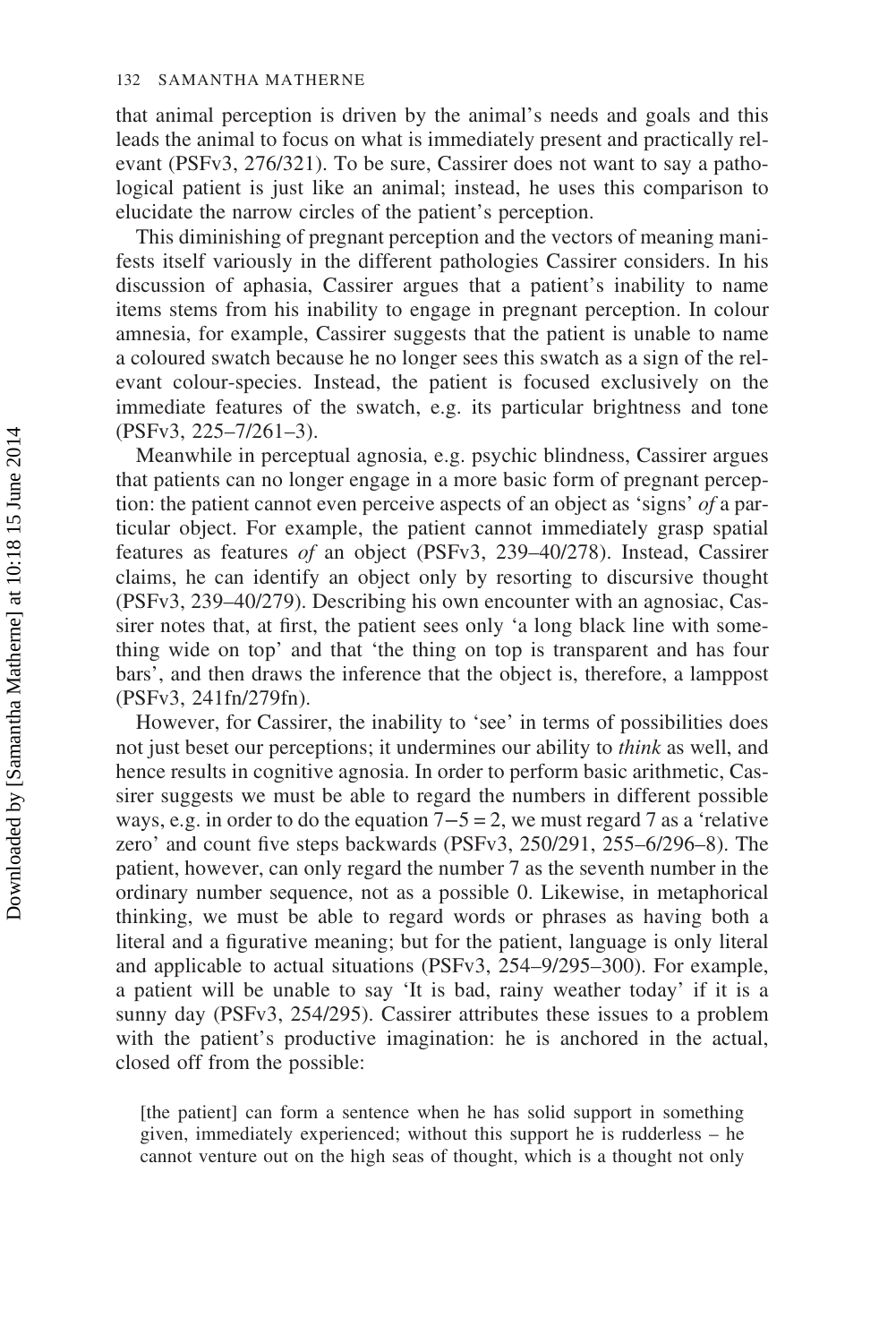that animal perception is driven by the animal's needs and goals and this leads the animal to focus on what is immediately present and practically relevant (PSFv3, 276/321). To be sure, Cassirer does not want to say a pathological patient is just like an animal; instead, he uses this comparison to elucidate the narrow circles of the patient's perception.

This diminishing of pregnant perception and the vectors of meaning manifests itself variously in the different pathologies Cassirer considers. In his discussion of aphasia, Cassirer argues that a patient's inability to name items stems from his inability to engage in pregnant perception. In colour amnesia, for example, Cassirer suggests that the patient is unable to name a coloured swatch because he no longer sees this swatch as a sign of the relevant colour-species. Instead, the patient is focused exclusively on the immediate features of the swatch, e.g. its particular brightness and tone (PSFv3, 225–7/261–3).

Meanwhile in perceptual agnosia, e.g. psychic blindness, Cassirer argues that patients can no longer engage in a more basic form of pregnant perception: the patient cannot even perceive aspects of an object as 'signs' *of* a particular object. For example, the patient cannot immediately grasp spatial features as features *of* an object (PSFv3, 239–40/278). Instead, Cassirer claims, he can identify an object only by resorting to discursive thought (PSFv3, 239–40/279). Describing his own encounter with an agnosiac, Cassirer notes that, at first, the patient sees only 'a long black line with something wide on top' and that 'the thing on top is transparent and has four bars', and then draws the inference that the object is, therefore, a lamppost (PSFv3, 241fn/279fn).

However, for Cassirer, the inability to 'see' in terms of possibilities does not just beset our perceptions; it undermines our ability to *think* as well, and hence results in cognitive agnosia. In order to perform basic arithmetic, Cassirer suggests we must be able to regard the numbers in different possible ways, e.g. in order to do the equation $7-5=2$, we must regard 7 as a 'relative zero' and count five steps backwards (PSFv3, 250/291, 255–6/296–8). The patient, however, can only regard the number 7 as the seventh number in the ordinary number sequence, not as a possible 0. Likewise, in metaphorical thinking, we must be able to regard words or phrases as having both a literal and a figurative meaning; but for the patient, language is only literal and applicable to actual situations (PSFv3, 254–9/295–300). For example, a patient will be unable to say 'It is bad, rainy weather today' if it is a sunny day (PSFv3, 254/295). Cassirer attributes these issues to a problem with the patient's productive imagination: he is anchored in the actual, closed off from the possible:

> [the patient] can form a sentence when he has solid support in something given, immediately experienced; without this support he is rudderless – he cannot venture out on the high seas of thought, which is a thought not only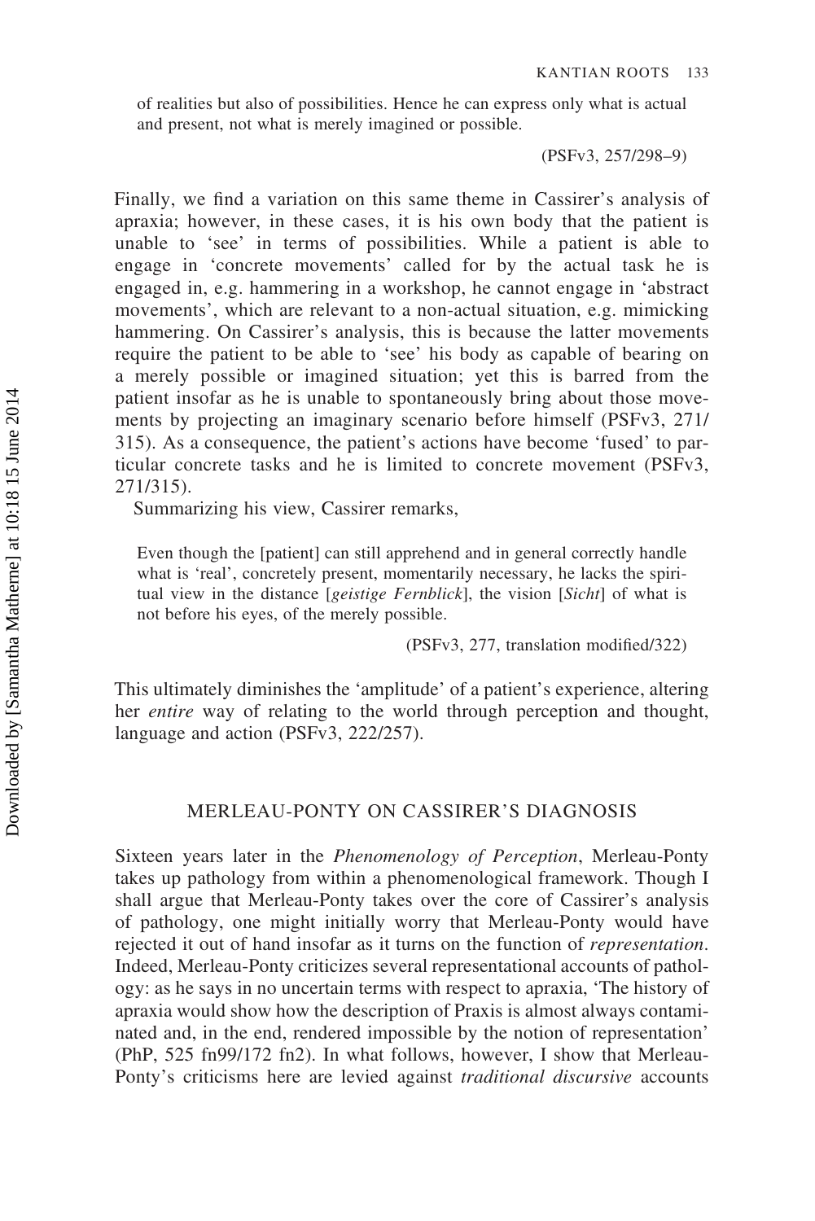of realities but also of possibilities. Hence he can express only what is actual and present, not what is merely imagined or possible.

(PSFv3, 257/298–9)

Finally, we find a variation on this same theme in Cassirer's analysis of apraxia; however, in these cases, it is his own body that the patient is unable to 'see' in terms of possibilities. While a patient is able to engage in 'concrete movements' called for by the actual task he is engaged in, e.g. hammering in a workshop, he cannot engage in 'abstract movements', which are relevant to a non-actual situation, e.g. mimicking hammering. On Cassirer's analysis, this is because the latter movements require the patient to be able to 'see' his body as capable of bearing on a merely possible or imagined situation; yet this is barred from the patient insofar as he is unable to spontaneously bring about those movements by projecting an imaginary scenario before himself (PSFv3, 271/315). As a consequence, the patient's actions have become 'fused' to particular concrete tasks and he is limited to concrete movement (PSFv3, 271/315).

Summarizing his view, Cassirer remarks,

> Even though the [patient] can still apprehend and in general correctly handle what is 'real', concretely present, momentarily necessary, he lacks the spiritual view in the distance [*geistige Fernblick*], the vision [*Sicht*] of what is not before his eyes, of the merely possible.
>
> (PSFv3, 277, translation modified/322)

This ultimately diminishes the 'amplitude' of a patient's experience, altering her *entire* way of relating to the world through perception and thought, language and action (PSFv3, 222/257).

## MERLEAU-PONTY ON CASSIRER'S DIAGNOSIS

Sixteen years later in the *Phenomenology of Perception*, Merleau-Ponty takes up pathology from within a phenomenological framework. Though I shall argue that Merleau-Ponty takes over the core of Cassirer's analysis of pathology, one might initially worry that Merleau-Ponty would have rejected it out of hand insofar as it turns on the function of *representation*. Indeed, Merleau-Ponty criticizes several representational accounts of pathology: as he says in no uncertain terms with respect to apraxia, 'The history of apraxia would show how the description of Praxis is almost always contaminated and, in the end, rendered impossible by the notion of representation' (PhP, 525 fn99/172 fn2). In what follows, however, I show that Merleau-Ponty's criticisms here are levied against *traditional discursive* accounts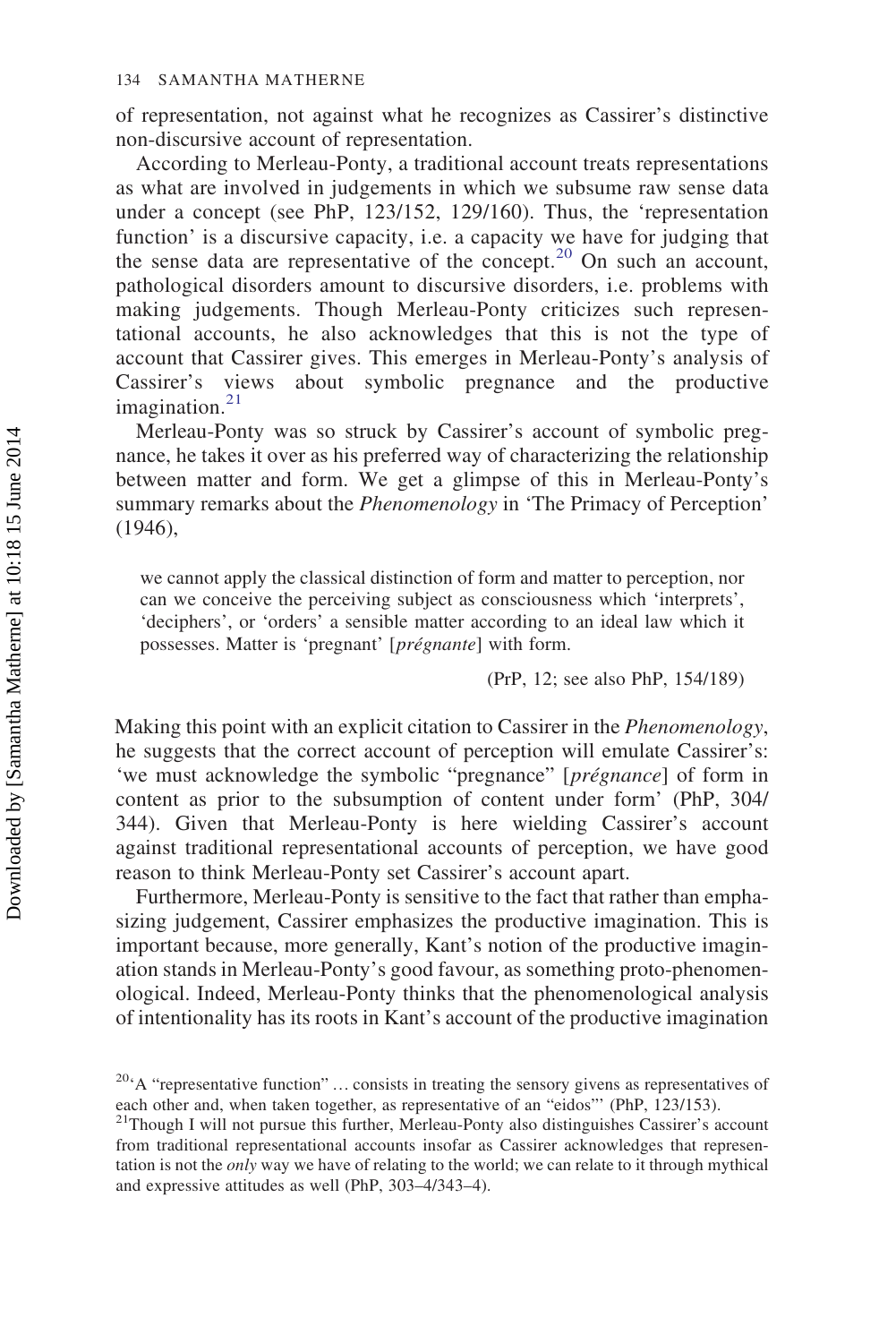of representation, not against what he recognizes as Cassirer's distinctive non-discursive account of representation.

According to Merleau-Ponty, a traditional account treats representations as what are involved in judgements in which we subsume raw sense data under a concept (see PhP, 123/152, 129/160). Thus, the 'representation function' is a discursive capacity, i.e. a capacity we have for judging that the sense data are representative of the concept.[20] On such an account, pathological disorders amount to discursive disorders, i.e. problems with making judgements. Though Merleau-Ponty criticizes such representational accounts, he also acknowledges that this is not the type of account that Cassirer gives. This emerges in Merleau-Ponty's analysis of Cassirer's views about symbolic pregnance and the productive imagination.[21]

Merleau-Ponty was so struck by Cassirer's account of symbolic pregnance, he takes it over as his preferred way of characterizing the relationship between matter and form. We get a glimpse of this in Merleau-Ponty's summary remarks about the *Phenomenology* in 'The Primacy of Perception' (1946),

> we cannot apply the classical distinction of form and matter to perception, nor can we conceive the perceiving subject as consciousness which 'interprets', 'deciphers', or 'orders' a sensible matter according to an ideal law which it possesses. Matter is 'pregnant' [*prégnante*] with form.
>
> (PrP, 12; see also PhP, 154/189)

Making this point with an explicit citation to Cassirer in the *Phenomenology*, he suggests that the correct account of perception will emulate Cassirer's: 'we must acknowledge the symbolic "pregnance" [*prégnance*] of form in content as prior to the subsumption of content under form' (PhP, 304/344). Given that Merleau-Ponty is here wielding Cassirer's account against traditional representational accounts of perception, we have good reason to think Merleau-Ponty set Cassirer's account apart.

Furthermore, Merleau-Ponty is sensitive to the fact that rather than emphasizing judgement, Cassirer emphasizes the productive imagination. This is important because, more generally, Kant's notion of the productive imagination stands in Merleau-Ponty's good favour, as something proto-phenomenological. Indeed, Merleau-Ponty thinks that the phenomenological analysis of intentionality has its roots in Kant's account of the productive imagination

[20]'A "representative function" … consists in treating the sensory givens as representatives of each other and, when taken together, as representative of an "eidos"' (PhP, 123/153).

[21]Though I will not pursue this further, Merleau-Ponty also distinguishes Cassirer's account from traditional representational accounts insofar as Cassirer acknowledges that representation is not the *only* way we have of relating to the world; we can relate to it through mythical and expressive attitudes as well (PhP, 303–4/343–4).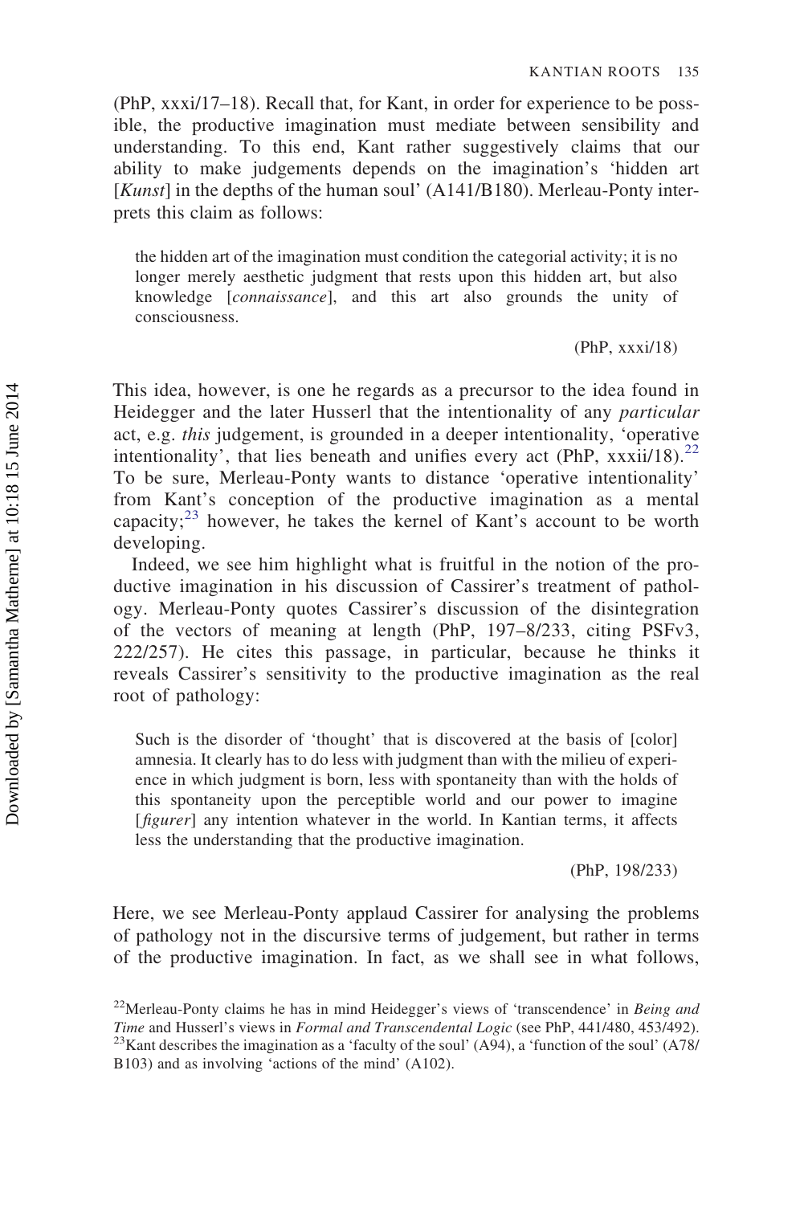(PhP, xxxi/17–18). Recall that, for Kant, in order for experience to be possible, the productive imagination must mediate between sensibility and understanding. To this end, Kant rather suggestively claims that our ability to make judgements depends on the imagination's 'hidden art [*Kunst*] in the depths of the human soul' (A141/B180). Merleau-Ponty interprets this claim as follows:

> the hidden art of the imagination must condition the categorial activity; it is no longer merely aesthetic judgment that rests upon this hidden art, but also knowledge [*connaissance*], and this art also grounds the unity of consciousness.
>
> (PhP, xxxi/18)

This idea, however, is one he regards as a precursor to the idea found in Heidegger and the later Husserl that the intentionality of any *particular* act, e.g. *this* judgement, is grounded in a deeper intentionality, 'operative intentionality', that lies beneath and unifies every act (PhP, xxxii/18).[22] To be sure, Merleau-Ponty wants to distance 'operative intentionality' from Kant's conception of the productive imagination as a mental capacity;[23] however, he takes the kernel of Kant's account to be worth developing.

Indeed, we see him highlight what is fruitful in the notion of the productive imagination in his discussion of Cassirer's treatment of pathology. Merleau-Ponty quotes Cassirer's discussion of the disintegration of the vectors of meaning at length (PhP, 197–8/233, citing PSFv3, 222/257). He cites this passage, in particular, because he thinks it reveals Cassirer's sensitivity to the productive imagination as the real root of pathology:

> Such is the disorder of 'thought' that is discovered at the basis of [color] amnesia. It clearly has to do less with judgment than with the milieu of experience in which judgment is born, less with spontaneity than with the holds of this spontaneity upon the perceptible world and our power to imagine [*figurer*] any intention whatever in the world. In Kantian terms, it affects less the understanding that the productive imagination.
>
> (PhP, 198/233)

Here, we see Merleau-Ponty applaud Cassirer for analysing the problems of pathology not in the discursive terms of judgement, but rather in terms of the productive imagination. In fact, as we shall see in what follows,

[22] Merleau-Ponty claims he has in mind Heidegger's views of 'transcendence' in *Being and Time* and Husserl's views in *Formal and Transcendental Logic* (see PhP, 441/480, 453/492).

[23] Kant describes the imagination as a 'faculty of the soul' (A94), a 'function of the soul' (A78/B103) and as involving 'actions of the mind' (A102).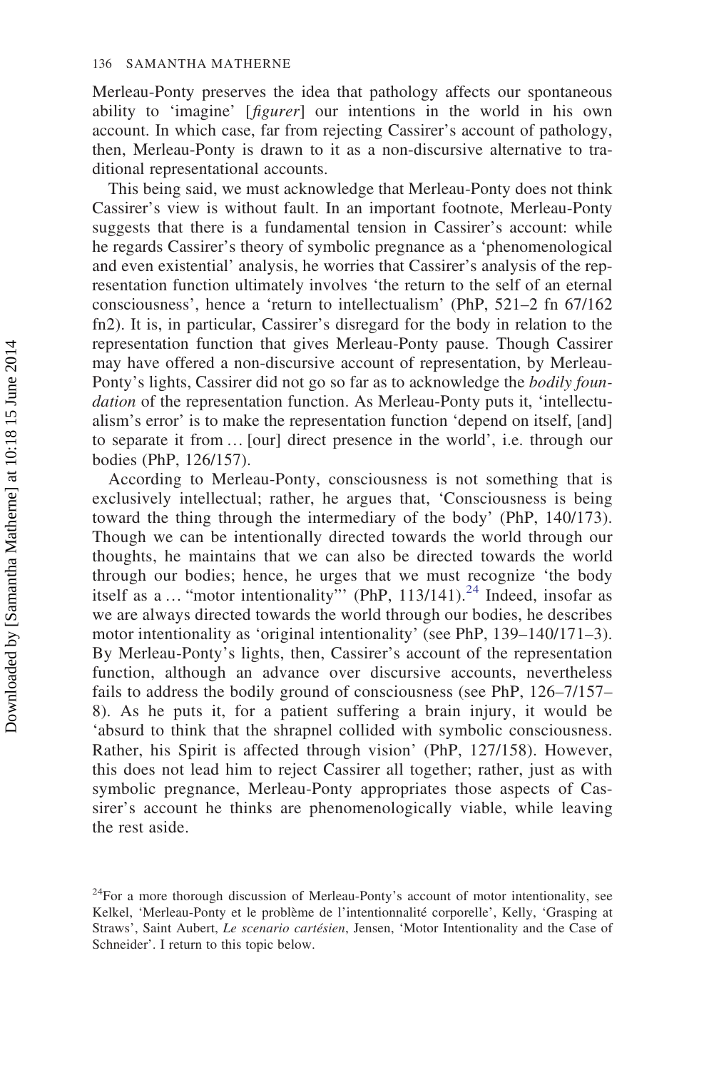Merleau-Ponty preserves the idea that pathology affects our spontaneous ability to 'imagine' [*figurer*] our intentions in the world in his own account. In which case, far from rejecting Cassirer's account of pathology, then, Merleau-Ponty is drawn to it as a non-discursive alternative to traditional representational accounts.

This being said, we must acknowledge that Merleau-Ponty does not think Cassirer's view is without fault. In an important footnote, Merleau-Ponty suggests that there is a fundamental tension in Cassirer's account: while he regards Cassirer's theory of symbolic pregnance as a 'phenomenological and even existential' analysis, he worries that Cassirer's analysis of the representation function ultimately involves 'the return to the self of an eternal consciousness', hence a 'return to intellectualism' (PhP, 521–2 fn 67/162 fn2). It is, in particular, Cassirer's disregard for the body in relation to the representation function that gives Merleau-Ponty pause. Though Cassirer may have offered a non-discursive account of representation, by Merleau-Ponty's lights, Cassirer did not go so far as to acknowledge the *bodily foundation* of the representation function. As Merleau-Ponty puts it, 'intellectualism's error' is to make the representation function 'depend on itself, [and] to separate it from … [our] direct presence in the world', i.e. through our bodies (PhP, 126/157).

According to Merleau-Ponty, consciousness is not something that is exclusively intellectual; rather, he argues that, 'Consciousness is being toward the thing through the intermediary of the body' (PhP, 140/173). Though we can be intentionally directed towards the world through our thoughts, he maintains that we can also be directed towards the world through our bodies; hence, he urges that we must recognize 'the body itself as a … "motor intentionality"' (PhP, 113/141).[24] Indeed, insofar as we are always directed towards the world through our bodies, he describes motor intentionality as 'original intentionality' (see PhP, 139–140/171–3). By Merleau-Ponty's lights, then, Cassirer's account of the representation function, although an advance over discursive accounts, nevertheless fails to address the bodily ground of consciousness (see PhP, 126–7/157–8). As he puts it, for a patient suffering a brain injury, it would be 'absurd to think that the shrapnel collided with symbolic consciousness. Rather, his Spirit is affected through vision' (PhP, 127/158). However, this does not lead him to reject Cassirer all together; rather, just as with symbolic pregnance, Merleau-Ponty appropriates those aspects of Cassirer's account he thinks are phenomenologically viable, while leaving the rest aside.

[24]For a more thorough discussion of Merleau-Ponty's account of motor intentionality, see Kelkel, 'Merleau-Ponty et le problème de l'intentionnalité corporelle', Kelly, 'Grasping at Straws', Saint Aubert, *Le scenario cartésien*, Jensen, 'Motor Intentionality and the Case of Schneider'. I return to this topic below.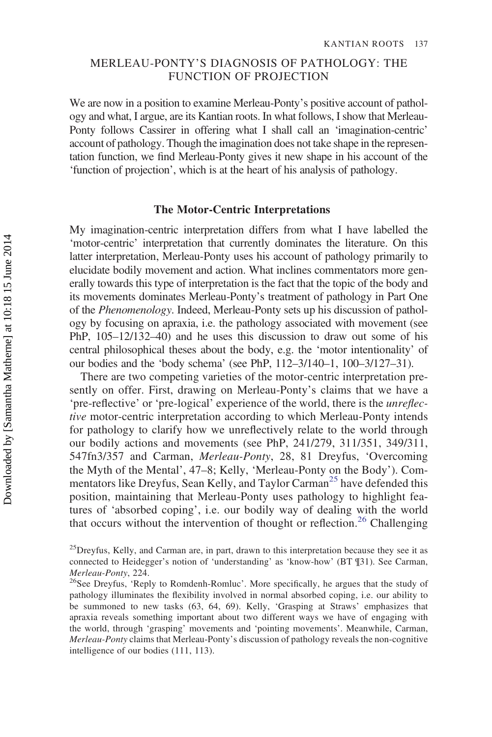## MERLEAU-PONTY'S DIAGNOSIS OF PATHOLOGY: THE FUNCTION OF PROJECTION

We are now in a position to examine Merleau-Ponty's positive account of pathology and what, I argue, are its Kantian roots. In what follows, I show that Merleau-Ponty follows Cassirer in offering what I shall call an 'imagination-centric' account of pathology. Though the imagination does not take shape in the representation function, we find Merleau-Ponty gives it new shape in his account of the 'function of projection', which is at the heart of his analysis of pathology.

### The Motor-Centric Interpretations

My imagination-centric interpretation differs from what I have labelled the 'motor-centric' interpretation that currently dominates the literature. On this latter interpretation, Merleau-Ponty uses his account of pathology primarily to elucidate bodily movement and action. What inclines commentators more generally towards this type of interpretation is the fact that the topic of the body and its movements dominates Merleau-Ponty's treatment of pathology in Part One of the *Phenomenology*. Indeed, Merleau-Ponty sets up his discussion of pathology by focusing on apraxia, i.e. the pathology associated with movement (see PhP, 105–12/132–40) and he uses this discussion to draw out some of his central philosophical theses about the body, e.g. the 'motor intentionality' of our bodies and the 'body schema' (see PhP, 112–3/140–1, 100–3/127–31).

There are two competing varieties of the motor-centric interpretation presently on offer. First, drawing on Merleau-Ponty's claims that we have a 'pre-reflective' or 'pre-logical' experience of the world, there is the *unreflective* motor-centric interpretation according to which Merleau-Ponty intends for pathology to clarify how we unreflectively relate to the world through our bodily actions and movements (see PhP, 241/279, 311/351, 349/311, 547fn3/357 and Carman, *Merleau-Ponty*, 28, 81 Dreyfus, 'Overcoming the Myth of the Mental', 47–8; Kelly, 'Merleau-Ponty on the Body'). Commentators like Dreyfus, Sean Kelly, and Taylor Carman[25] have defended this position, maintaining that Merleau-Ponty uses pathology to highlight features of 'absorbed coping', i.e. our bodily way of dealing with the world that occurs without the intervention of thought or reflection.[26] Challenging

[25]Dreyfus, Kelly, and Carman are, in part, drawn to this interpretation because they see it as connected to Heidegger's notion of 'understanding' as 'know-how' (BT ¶31). See Carman, *Merleau-Ponty*, 224.

[26]See Dreyfus, 'Reply to Romdenh-Romluc'. More specifically, he argues that the study of pathology illuminates the flexibility involved in normal absorbed coping, i.e. our ability to be summoned to new tasks (63, 64, 69). Kelly, 'Grasping at Straws' emphasizes that apraxia reveals something important about two different ways we have of engaging with the world, through 'grasping' movements and 'pointing movements'. Meanwhile, Carman, *Merleau-Ponty* claims that Merleau-Ponty's discussion of pathology reveals the non-cognitive intelligence of our bodies (111, 113).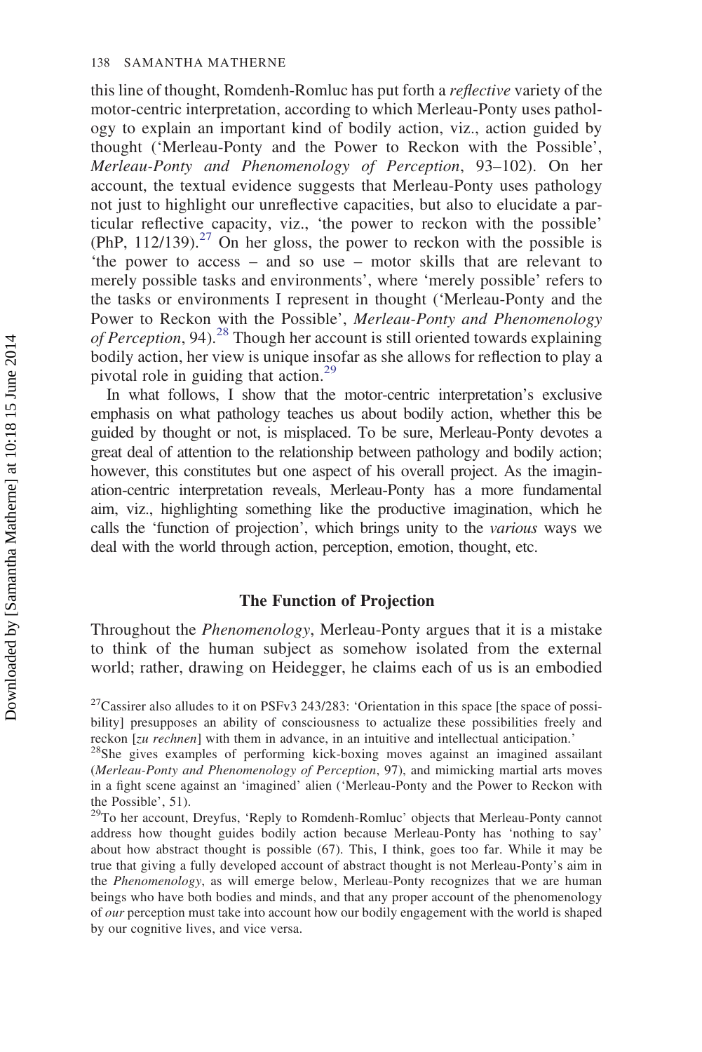this line of thought, Romdenh-Romluc has put forth a *reflective* variety of the motor-centric interpretation, according to which Merleau-Ponty uses pathology to explain an important kind of bodily action, viz., action guided by thought ('Merleau-Ponty and the Power to Reckon with the Possible', *Merleau-Ponty and Phenomenology of Perception*, 93–102). On her account, the textual evidence suggests that Merleau-Ponty uses pathology not just to highlight our unreflective capacities, but also to elucidate a particular reflective capacity, viz., 'the power to reckon with the possible' (PhP, 112/139).[27] On her gloss, the power to reckon with the possible is 'the power to access – and so use – motor skills that are relevant to merely possible tasks and environments', where 'merely possible' refers to the tasks or environments I represent in thought ('Merleau-Ponty and the Power to Reckon with the Possible', *Merleau-Ponty and Phenomenology of Perception*, 94).[28] Though her account is still oriented towards explaining bodily action, her view is unique insofar as she allows for reflection to play a pivotal role in guiding that action.[29]

In what follows, I show that the motor-centric interpretation's exclusive emphasis on what pathology teaches us about bodily action, whether this be guided by thought or not, is misplaced. To be sure, Merleau-Ponty devotes a great deal of attention to the relationship between pathology and bodily action; however, this constitutes but one aspect of his overall project. As the imagination-centric interpretation reveals, Merleau-Ponty has a more fundamental aim, viz., highlighting something like the productive imagination, which he calls the 'function of projection', which brings unity to the *various* ways we deal with the world through action, perception, emotion, thought, etc.

## The Function of Projection

Throughout the *Phenomenology*, Merleau-Ponty argues that it is a mistake to think of the human subject as somehow isolated from the external world; rather, drawing on Heidegger, he claims each of us is an embodied

[27]Cassirer also alludes to it on PSFv3 243/283: 'Orientation in this space [the space of possibility] presupposes an ability of consciousness to actualize these possibilities freely and reckon [*zu rechnen*] with them in advance, in an intuitive and intellectual anticipation.'

[28]She gives examples of performing kick-boxing moves against an imagined assailant (*Merleau-Ponty and Phenomenology of Perception*, 97), and mimicking martial arts moves in a fight scene against an 'imagined' alien ('Merleau-Ponty and the Power to Reckon with the Possible', 51).

[29]To her account, Dreyfus, 'Reply to Romdenh-Romluc' objects that Merleau-Ponty cannot address how thought guides bodily action because Merleau-Ponty has 'nothing to say' about how abstract thought is possible (67). This, I think, goes too far. While it may be true that giving a fully developed account of abstract thought is not Merleau-Ponty's aim in the *Phenomenology*, as will emerge below, Merleau-Ponty recognizes that we are human beings who have both bodies and minds, and that any proper account of the phenomenology of *our* perception must take into account how our bodily engagement with the world is shaped by our cognitive lives, and vice versa.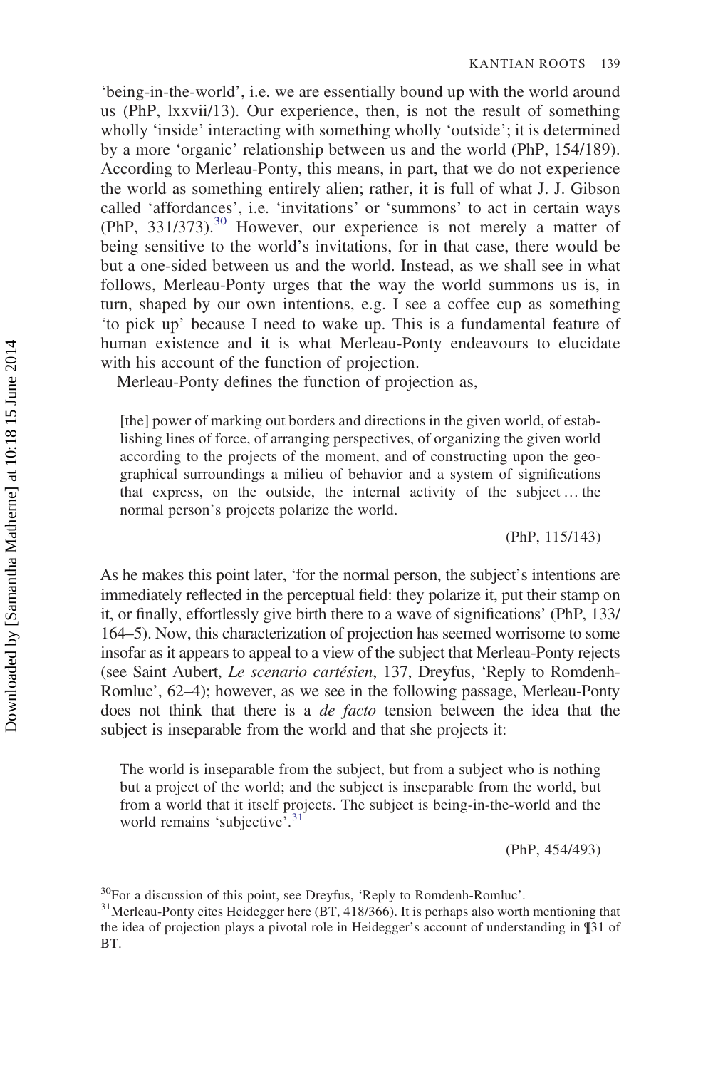'being-in-the-world', i.e. we are essentially bound up with the world around us (PhP, lxxvii/13). Our experience, then, is not the result of something wholly 'inside' interacting with something wholly 'outside'; it is determined by a more 'organic' relationship between us and the world (PhP, 154/189). According to Merleau-Ponty, this means, in part, that we do not experience the world as something entirely alien; rather, it is full of what J. J. Gibson called 'affordances', i.e. 'invitations' or 'summons' to act in certain ways (PhP, 331/373).[30] However, our experience is not merely a matter of being sensitive to the world's invitations, for in that case, there would be but a one-sided between us and the world. Instead, as we shall see in what follows, Merleau-Ponty urges that the way the world summons us is, in turn, shaped by our own intentions, e.g. I see a coffee cup as something 'to pick up' because I need to wake up. This is a fundamental feature of human existence and it is what Merleau-Ponty endeavours to elucidate with his account of the function of projection.

Merleau-Ponty defines the function of projection as,

> [the] power of marking out borders and directions in the given world, of establishing lines of force, of arranging perspectives, of organizing the given world according to the projects of the moment, and of constructing upon the geographical surroundings a milieu of behavior and a system of significations that express, on the outside, the internal activity of the subject … the normal person's projects polarize the world.
>
> (PhP, 115/143)

As he makes this point later, 'for the normal person, the subject's intentions are immediately reflected in the perceptual field: they polarize it, put their stamp on it, or finally, effortlessly give birth there to a wave of significations' (PhP, 133/164–5). Now, this characterization of projection has seemed worrisome to some insofar as it appears to appeal to a view of the subject that Merleau-Ponty rejects (see Saint Aubert, *Le scenario cartésien*, 137, Dreyfus, 'Reply to Romdenh-Romluc', 62–4); however, as we see in the following passage, Merleau-Ponty does not think that there is a *de facto* tension between the idea that the subject is inseparable from the world and that she projects it:

> The world is inseparable from the subject, but from a subject who is nothing but a project of the world; and the subject is inseparable from the world, but from a world that it itself projects. The subject is being-in-the-world and the world remains 'subjective'.[31]
>
> (PhP, 454/493)

[30] For a discussion of this point, see Dreyfus, 'Reply to Romdenh-Romluc'.

[31] Merleau-Ponty cites Heidegger here (BT, 418/366). It is perhaps also worth mentioning that the idea of projection plays a pivotal role in Heidegger's account of understanding in ¶31 of BT.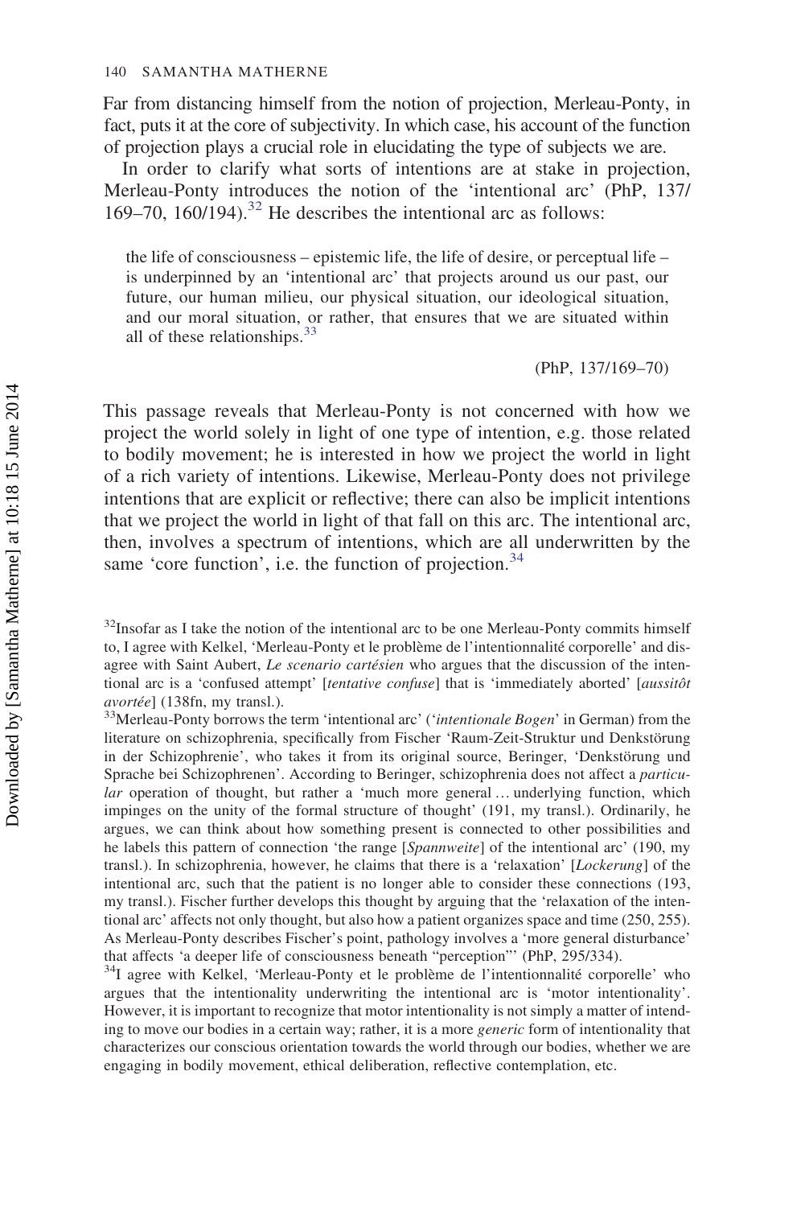Far from distancing himself from the notion of projection, Merleau-Ponty, in fact, puts it at the core of subjectivity. In which case, his account of the function of projection plays a crucial role in elucidating the type of subjects we are.

In order to clarify what sorts of intentions are at stake in projection, Merleau-Ponty introduces the notion of the 'intentional arc' (PhP, 137/169–70, 160/194).[32] He describes the intentional arc as follows:

> the life of consciousness – epistemic life, the life of desire, or perceptual life – is underpinned by an 'intentional arc' that projects around us our past, our future, our human milieu, our physical situation, our ideological situation, and our moral situation, or rather, that ensures that we are situated within all of these relationships.[33]
>
> (PhP, 137/169–70)

This passage reveals that Merleau-Ponty is not concerned with how we project the world solely in light of one type of intention, e.g. those related to bodily movement; he is interested in how we project the world in light of a rich variety of intentions. Likewise, Merleau-Ponty does not privilege intentions that are explicit or reflective; there can also be implicit intentions that we project the world in light of that fall on this arc. The intentional arc, then, involves a spectrum of intentions, which are all underwritten by the same 'core function', i.e. the function of projection.[34]

[32]Insofar as I take the notion of the intentional arc to be one Merleau-Ponty commits himself to, I agree with Kelkel, 'Merleau-Ponty et le problème de l'intentionnalité corporelle' and disagree with Saint Aubert, *Le scenario cartésien* who argues that the discussion of the intentional arc is a 'confused attempt' [*tentative confuse*] that is 'immediately aborted' [*aussitôt avortée*] (138fn, my transl.).

[33]Merleau-Ponty borrows the term 'intentional arc' ('*intentionale Bogen*' in German) from the literature on schizophrenia, specifically from Fischer 'Raum-Zeit-Struktur und Denkstörung in der Schizophrenie', who takes it from its original source, Beringer, 'Denkstörung und Sprache bei Schizophrenen'. According to Beringer, schizophrenia does not affect a *particular* operation of thought, but rather a 'much more general … underlying function, which impinges on the unity of the formal structure of thought' (191, my transl.). Ordinarily, he argues, we can think about how something present is connected to other possibilities and he labels this pattern of connection 'the range [*Spannweite*] of the intentional arc' (190, my transl.). In schizophrenia, however, he claims that there is a 'relaxation' [*Lockerung*] of the intentional arc, such that the patient is no longer able to consider these connections (193, my transl.). Fischer further develops this thought by arguing that the 'relaxation of the intentional arc' affects not only thought, but also how a patient organizes space and time (250, 255). As Merleau-Ponty describes Fischer's point, pathology involves a 'more general disturbance' that affects 'a deeper life of consciousness beneath "perception"' (PhP, 295/334).

[34]I agree with Kelkel, 'Merleau-Ponty et le problème de l'intentionnalité corporelle' who argues that the intentionality underwriting the intentional arc is 'motor intentionality'. However, it is important to recognize that motor intentionality is not simply a matter of intending to move our bodies in a certain way; rather, it is a more *generic* form of intentionality that characterizes our conscious orientation towards the world through our bodies, whether we are engaging in bodily movement, ethical deliberation, reflective contemplation, etc.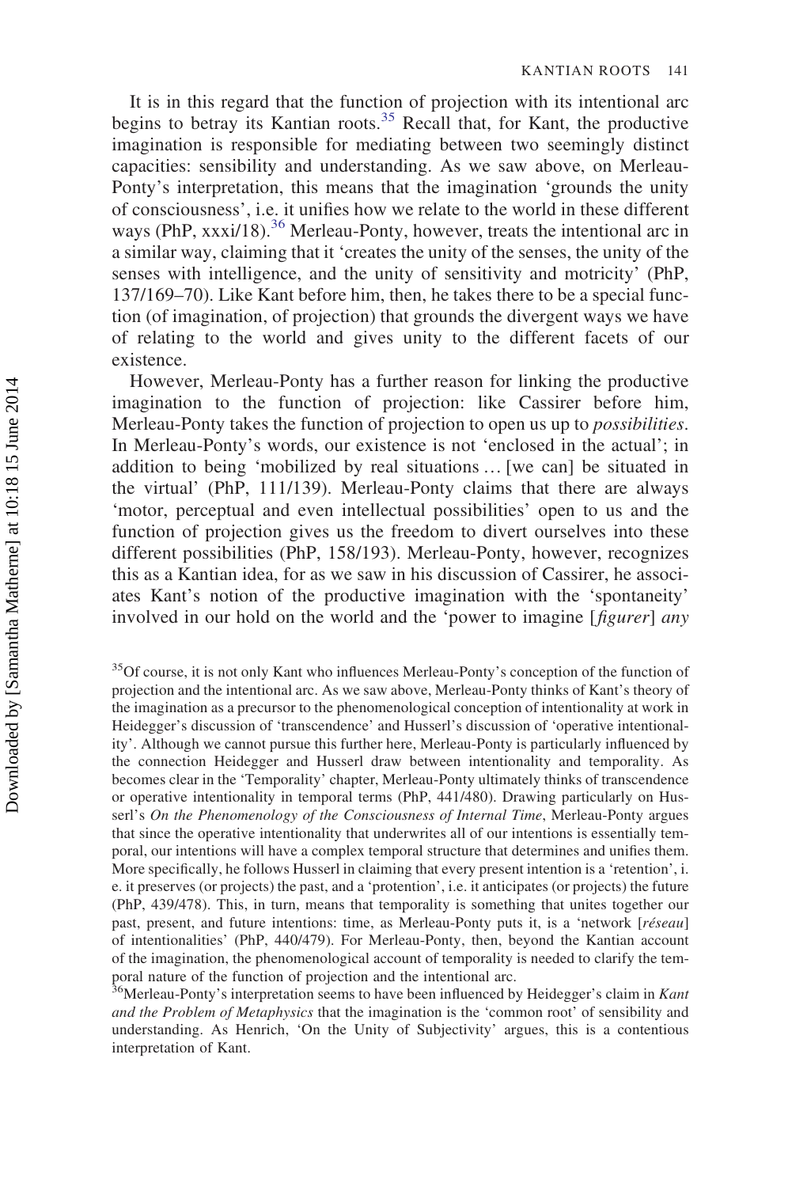It is in this regard that the function of projection with its intentional arc begins to betray its Kantian roots.[35] Recall that, for Kant, the productive imagination is responsible for mediating between two seemingly distinct capacities: sensibility and understanding. As we saw above, on Merleau-Ponty's interpretation, this means that the imagination 'grounds the unity of consciousness', i.e. it unifies how we relate to the world in these different ways (PhP, xxxi/18).[36] Merleau-Ponty, however, treats the intentional arc in a similar way, claiming that it 'creates the unity of the senses, the unity of the senses with intelligence, and the unity of sensitivity and motricity' (PhP, 137/169–70). Like Kant before him, then, he takes there to be a special function (of imagination, of projection) that grounds the divergent ways we have of relating to the world and gives unity to the different facets of our existence.

However, Merleau-Ponty has a further reason for linking the productive imagination to the function of projection: like Cassirer before him, Merleau-Ponty takes the function of projection to open us up to *possibilities*. In Merleau-Ponty's words, our existence is not 'enclosed in the actual'; in addition to being 'mobilized by real situations … [we can] be situated in the virtual' (PhP, 111/139). Merleau-Ponty claims that there are always 'motor, perceptual and even intellectual possibilities' open to us and the function of projection gives us the freedom to divert ourselves into these different possibilities (PhP, 158/193). Merleau-Ponty, however, recognizes this as a Kantian idea, for as we saw in his discussion of Cassirer, he associates Kant's notion of the productive imagination with the 'spontaneity' involved in our hold on the world and the 'power to imagine [*figurer*] *any*

[35]Of course, it is not only Kant who influences Merleau-Ponty's conception of the function of projection and the intentional arc. As we saw above, Merleau-Ponty thinks of Kant's theory of the imagination as a precursor to the phenomenological conception of intentionality at work in Heidegger's discussion of 'transcendence' and Husserl's discussion of 'operative intentionality'. Although we cannot pursue this further here, Merleau-Ponty is particularly influenced by the connection Heidegger and Husserl draw between intentionality and temporality. As becomes clear in the 'Temporality' chapter, Merleau-Ponty ultimately thinks of transcendence or operative intentionality in temporal terms (PhP, 441/480). Drawing particularly on Husserl's *On the Phenomenology of the Consciousness of Internal Time*, Merleau-Ponty argues that since the operative intentionality that underwrites all of our intentions is essentially temporal, our intentions will have a complex temporal structure that determines and unifies them. More specifically, he follows Husserl in claiming that every present intention is a 'retention', i.e. it preserves (or projects) the past, and a 'protention', i.e. it anticipates (or projects) the future (PhP, 439/478). This, in turn, means that temporality is something that unites together our past, present, and future intentions: time, as Merleau-Ponty puts it, is a 'network [*réseau*] of intentionalities' (PhP, 440/479). For Merleau-Ponty, then, beyond the Kantian account of the imagination, the phenomenological account of temporality is needed to clarify the temporal nature of the function of projection and the intentional arc.

[36]Merleau-Ponty's interpretation seems to have been influenced by Heidegger's claim in *Kant and the Problem of Metaphysics* that the imagination is the 'common root' of sensibility and understanding. As Henrich, 'On the Unity of Subjectivity' argues, this is a contentious interpretation of Kant.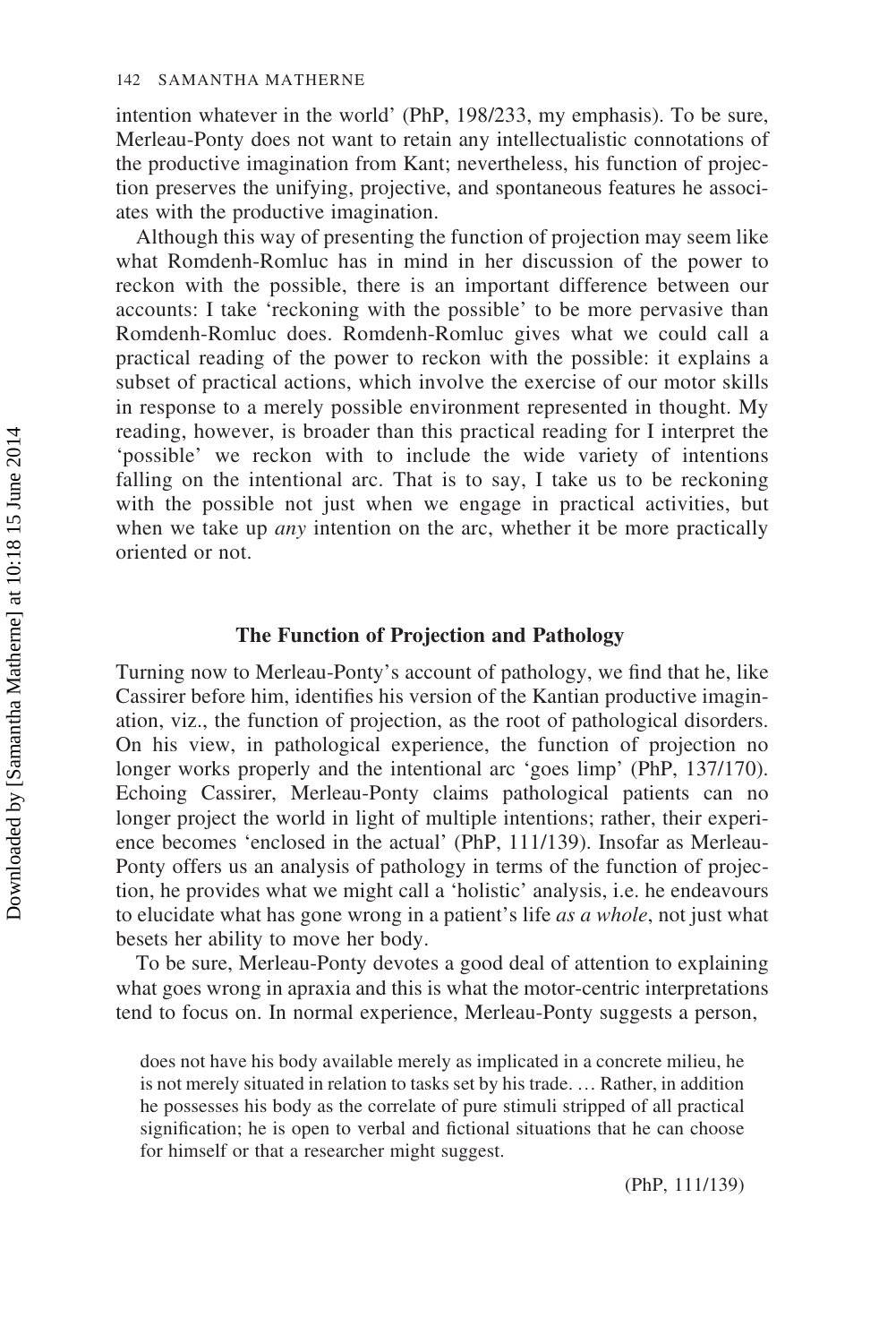intention whatever in the world' (PhP, 198/233, my emphasis). To be sure, Merleau-Ponty does not want to retain any intellectualistic connotations of the productive imagination from Kant; nevertheless, his function of projection preserves the unifying, projective, and spontaneous features he associates with the productive imagination.

Although this way of presenting the function of projection may seem like what Romdenh-Romluc has in mind in her discussion of the power to reckon with the possible, there is an important difference between our accounts: I take 'reckoning with the possible' to be more pervasive than Romdenh-Romluc does. Romdenh-Romluc gives what we could call a practical reading of the power to reckon with the possible: it explains a subset of practical actions, which involve the exercise of our motor skills in response to a merely possible environment represented in thought. My reading, however, is broader than this practical reading for I interpret the 'possible' we reckon with to include the wide variety of intentions falling on the intentional arc. That is to say, I take us to be reckoning with the possible not just when we engage in practical activities, but when we take up *any* intention on the arc, whether it be more practically oriented or not.

### The Function of Projection and Pathology

Turning now to Merleau-Ponty's account of pathology, we find that he, like Cassirer before him, identifies his version of the Kantian productive imagination, viz., the function of projection, as the root of pathological disorders. On his view, in pathological experience, the function of projection no longer works properly and the intentional arc 'goes limp' (PhP, 137/170). Echoing Cassirer, Merleau-Ponty claims pathological patients can no longer project the world in light of multiple intentions; rather, their experience becomes 'enclosed in the actual' (PhP, 111/139). Insofar as Merleau-Ponty offers us an analysis of pathology in terms of the function of projection, he provides what we might call a 'holistic' analysis, i.e. he endeavours to elucidate what has gone wrong in a patient's life *as a whole*, not just what besets her ability to move her body.

To be sure, Merleau-Ponty devotes a good deal of attention to explaining what goes wrong in apraxia and this is what the motor-centric interpretations tend to focus on. In normal experience, Merleau-Ponty suggests a person,

> does not have his body available merely as implicated in a concrete milieu, he is not merely situated in relation to tasks set by his trade. … Rather, in addition he possesses his body as the correlate of pure stimuli stripped of all practical signification; he is open to verbal and fictional situations that he can choose for himself or that a researcher might suggest.
>
> (PhP, 111/139)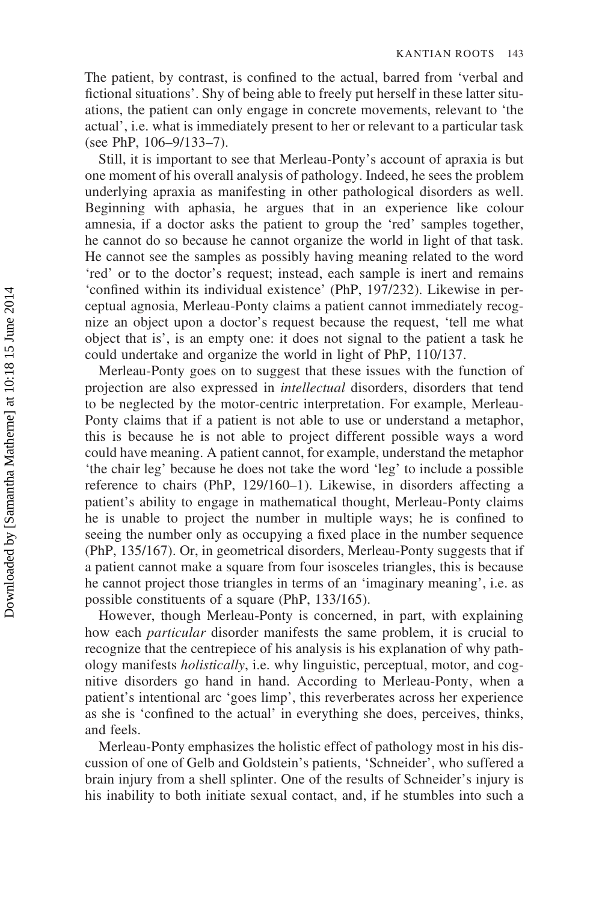The patient, by contrast, is confined to the actual, barred from 'verbal and fictional situations'. Shy of being able to freely put herself in these latter situations, the patient can only engage in concrete movements, relevant to 'the actual', i.e. what is immediately present to her or relevant to a particular task (see PhP, 106–9/133–7).

Still, it is important to see that Merleau-Ponty's account of apraxia is but one moment of his overall analysis of pathology. Indeed, he sees the problem underlying apraxia as manifesting in other pathological disorders as well. Beginning with aphasia, he argues that in an experience like colour amnesia, if a doctor asks the patient to group the 'red' samples together, he cannot do so because he cannot organize the world in light of that task. He cannot see the samples as possibly having meaning related to the word 'red' or to the doctor's request; instead, each sample is inert and remains 'confined within its individual existence' (PhP, 197/232). Likewise in perceptual agnosia, Merleau-Ponty claims a patient cannot immediately recognize an object upon a doctor's request because the request, 'tell me what object that is', is an empty one: it does not signal to the patient a task he could undertake and organize the world in light of PhP, 110/137.

Merleau-Ponty goes on to suggest that these issues with the function of projection are also expressed in *intellectual* disorders, disorders that tend to be neglected by the motor-centric interpretation. For example, Merleau-Ponty claims that if a patient is not able to use or understand a metaphor, this is because he is not able to project different possible ways a word could have meaning. A patient cannot, for example, understand the metaphor 'the chair leg' because he does not take the word 'leg' to include a possible reference to chairs (PhP, 129/160–1). Likewise, in disorders affecting a patient's ability to engage in mathematical thought, Merleau-Ponty claims he is unable to project the number in multiple ways; he is confined to seeing the number only as occupying a fixed place in the number sequence (PhP, 135/167). Or, in geometrical disorders, Merleau-Ponty suggests that if a patient cannot make a square from four isosceles triangles, this is because he cannot project those triangles in terms of an 'imaginary meaning', i.e. as possible constituents of a square (PhP, 133/165).

However, though Merleau-Ponty is concerned, in part, with explaining how each *particular* disorder manifests the same problem, it is crucial to recognize that the centrepiece of his analysis is his explanation of why pathology manifests *holistically*, i.e. why linguistic, perceptual, motor, and cognitive disorders go hand in hand. According to Merleau-Ponty, when a patient's intentional arc 'goes limp', this reverberates across her experience as she is 'confined to the actual' in everything she does, perceives, thinks, and feels.

Merleau-Ponty emphasizes the holistic effect of pathology most in his discussion of one of Gelb and Goldstein's patients, 'Schneider', who suffered a brain injury from a shell splinter. One of the results of Schneider's injury is his inability to both initiate sexual contact, and, if he stumbles into such a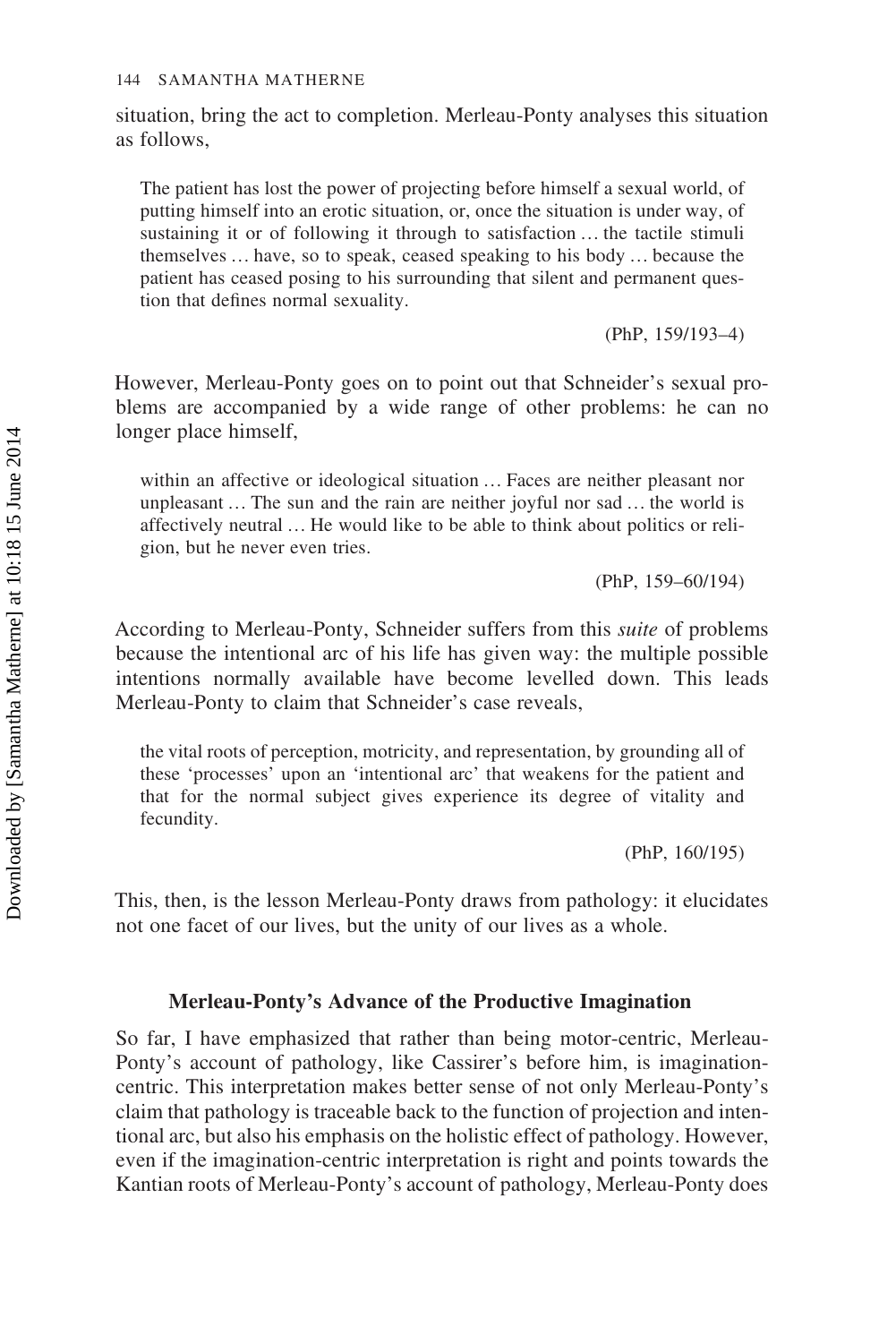situation, bring the act to completion. Merleau-Ponty analyses this situation as follows,

> The patient has lost the power of projecting before himself a sexual world, of putting himself into an erotic situation, or, once the situation is under way, of sustaining it or of following it through to satisfaction … the tactile stimuli themselves … have, so to speak, ceased speaking to his body … because the patient has ceased posing to his surrounding that silent and permanent question that defines normal sexuality.
>
> (PhP, 159/193–4)

However, Merleau-Ponty goes on to point out that Schneider's sexual problems are accompanied by a wide range of other problems: he can no longer place himself,

> within an affective or ideological situation … Faces are neither pleasant nor unpleasant … The sun and the rain are neither joyful nor sad … the world is affectively neutral … He would like to be able to think about politics or religion, but he never even tries.
>
> (PhP, 159–60/194)

According to Merleau-Ponty, Schneider suffers from this *suite* of problems because the intentional arc of his life has given way: the multiple possible intentions normally available have become levelled down. This leads Merleau-Ponty to claim that Schneider's case reveals,

> the vital roots of perception, motricity, and representation, by grounding all of these 'processes' upon an 'intentional arc' that weakens for the patient and that for the normal subject gives experience its degree of vitality and fecundity.
>
> (PhP, 160/195)

This, then, is the lesson Merleau-Ponty draws from pathology: it elucidates not one facet of our lives, but the unity of our lives as a whole.

### Merleau-Ponty's Advance of the Productive Imagination

So far, I have emphasized that rather than being motor-centric, Merleau-Ponty's account of pathology, like Cassirer's before him, is imagination-centric. This interpretation makes better sense of not only Merleau-Ponty's claim that pathology is traceable back to the function of projection and intentional arc, but also his emphasis on the holistic effect of pathology. However, even if the imagination-centric interpretation is right and points towards the Kantian roots of Merleau-Ponty's account of pathology, Merleau-Ponty does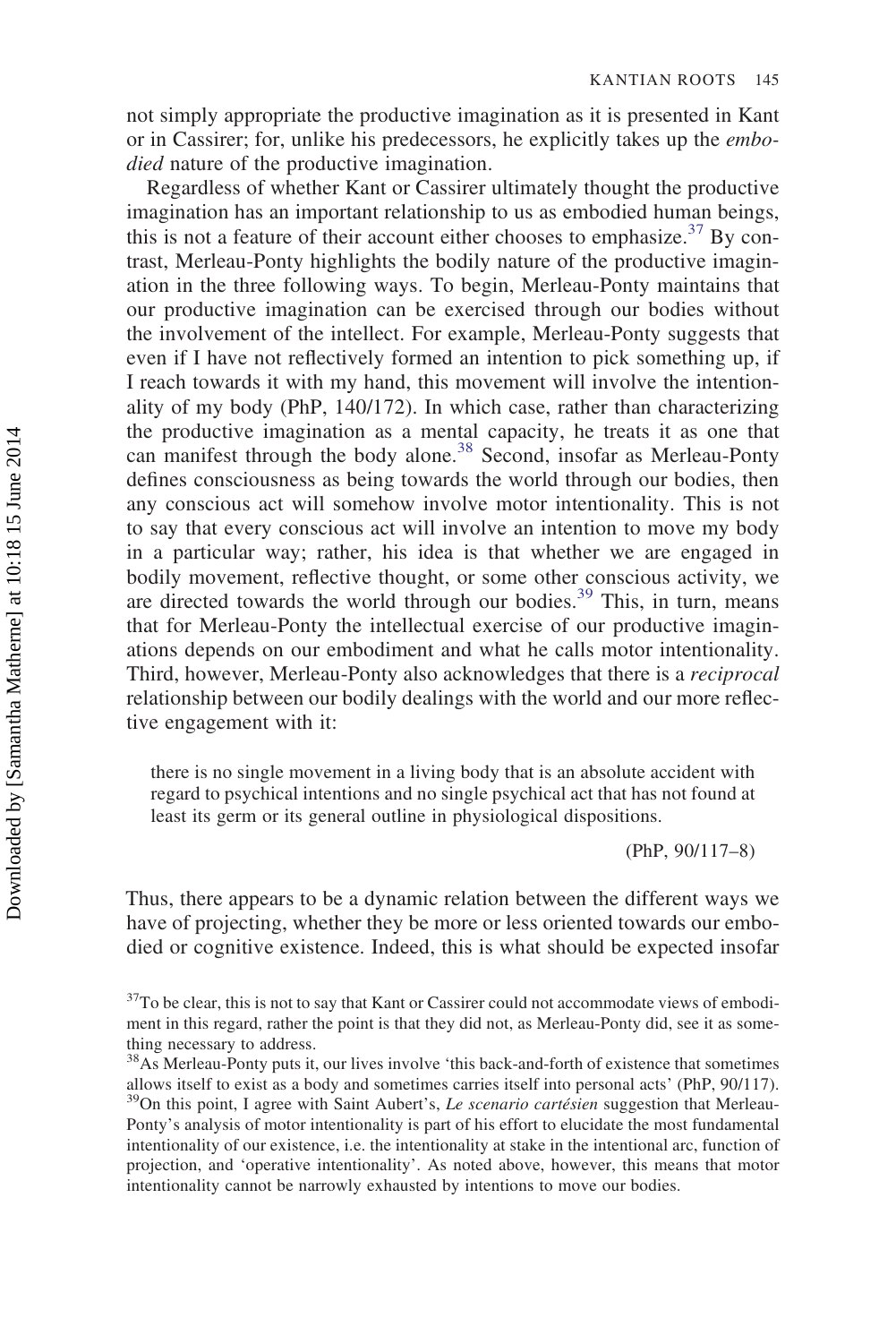not simply appropriate the productive imagination as it is presented in Kant or in Cassirer; for, unlike his predecessors, he explicitly takes up the *embodied* nature of the productive imagination.

Regardless of whether Kant or Cassirer ultimately thought the productive imagination has an important relationship to us as embodied human beings, this is not a feature of their account either chooses to emphasize.[37] By contrast, Merleau-Ponty highlights the bodily nature of the productive imagination in the three following ways. To begin, Merleau-Ponty maintains that our productive imagination can be exercised through our bodies without the involvement of the intellect. For example, Merleau-Ponty suggests that even if I have not reflectively formed an intention to pick something up, if I reach towards it with my hand, this movement will involve the intentionality of my body (PhP, 140/172). In which case, rather than characterizing the productive imagination as a mental capacity, he treats it as one that can manifest through the body alone.[38] Second, insofar as Merleau-Ponty defines consciousness as being towards the world through our bodies, then any conscious act will somehow involve motor intentionality. This is not to say that every conscious act will involve an intention to move my body in a particular way; rather, his idea is that whether we are engaged in bodily movement, reflective thought, or some other conscious activity, we are directed towards the world through our bodies.[39] This, in turn, means that for Merleau-Ponty the intellectual exercise of our productive imaginations depends on our embodiment and what he calls motor intentionality. Third, however, Merleau-Ponty also acknowledges that there is a *reciprocal* relationship between our bodily dealings with the world and our more reflective engagement with it:

> there is no single movement in a living body that is an absolute accident with regard to psychical intentions and no single psychical act that has not found at least its germ or its general outline in physiological dispositions.
>
> (PhP, 90/117–8)

Thus, there appears to be a dynamic relation between the different ways we have of projecting, whether they be more or less oriented towards our embodied or cognitive existence. Indeed, this is what should be expected insofar

[37]To be clear, this is not to say that Kant or Cassirer could not accommodate views of embodiment in this regard, rather the point is that they did not, as Merleau-Ponty did, see it as something necessary to address.

[38]As Merleau-Ponty puts it, our lives involve 'this back-and-forth of existence that sometimes allows itself to exist as a body and sometimes carries itself into personal acts' (PhP, 90/117).

[39]On this point, I agree with Saint Aubert's, *Le scenario cartésien* suggestion that Merleau-Ponty's analysis of motor intentionality is part of his effort to elucidate the most fundamental intentionality of our existence, i.e. the intentionality at stake in the intentional arc, function of projection, and 'operative intentionality'. As noted above, however, this means that motor intentionality cannot be narrowly exhausted by intentions to move our bodies.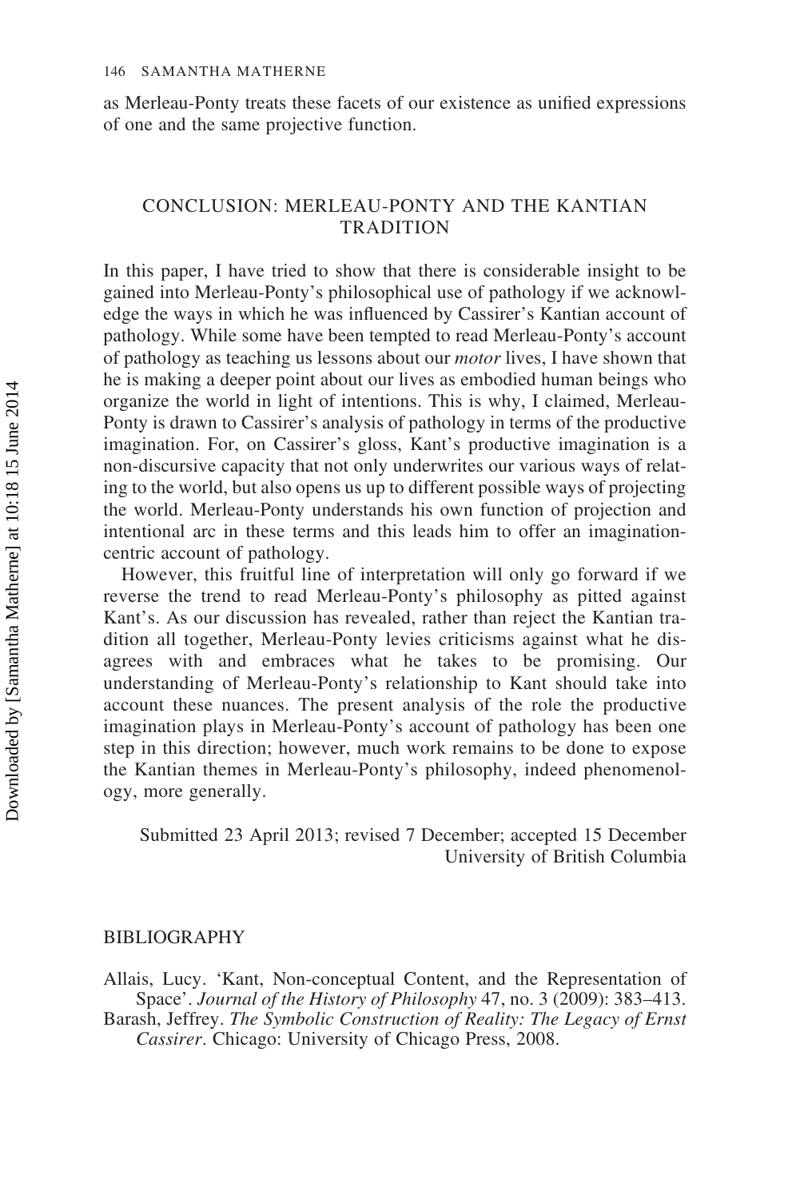as Merleau-Ponty treats these facets of our existence as unified expressions of one and the same projective function.

## CONCLUSION: MERLEAU-PONTY AND THE KANTIAN TRADITION

In this paper, I have tried to show that there is considerable insight to be gained into Merleau-Ponty's philosophical use of pathology if we acknowledge the ways in which he was influenced by Cassirer's Kantian account of pathology. While some have been tempted to read Merleau-Ponty's account of pathology as teaching us lessons about our *motor* lives, I have shown that he is making a deeper point about our lives as embodied human beings who organize the world in light of intentions. This is why, I claimed, Merleau-Ponty is drawn to Cassirer's analysis of pathology in terms of the productive imagination. For, on Cassirer's gloss, Kant's productive imagination is a non-discursive capacity that not only underwrites our various ways of relating to the world, but also opens us up to different possible ways of projecting the world. Merleau-Ponty understands his own function of projection and intentional arc in these terms and this leads him to offer an imagination-centric account of pathology.

However, this fruitful line of interpretation will only go forward if we reverse the trend to read Merleau-Ponty's philosophy as pitted against Kant's. As our discussion has revealed, rather than reject the Kantian tradition all together, Merleau-Ponty levies criticisms against what he disagrees with and embraces what he takes to be promising. Our understanding of Merleau-Ponty's relationship to Kant should take into account these nuances. The present analysis of the role the productive imagination plays in Merleau-Ponty's account of pathology has been one step in this direction; however, much work remains to be done to expose the Kantian themes in Merleau-Ponty's philosophy, indeed phenomenology, more generally.

Submitted 23 April 2013; revised 7 December; accepted 15 December
University of British Columbia

## BIBLIOGRAPHY

Allais, Lucy. 'Kant, Non-conceptual Content, and the Representation of Space'. *Journal of the History of Philosophy* 47, no. 3 (2009): 383–413.

Barash, Jeffrey. *The Symbolic Construction of Reality: The Legacy of Ernst Cassirer*. Chicago: University of Chicago Press, 2008.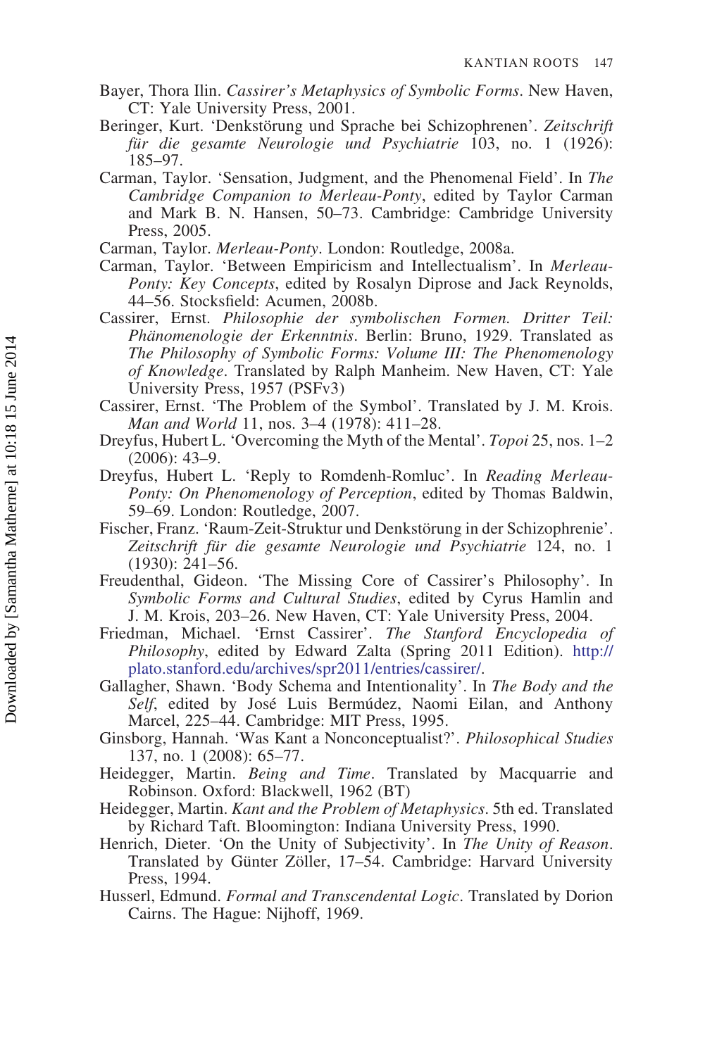Bayer, Thora Ilin. *Cassirer's Metaphysics of Symbolic Forms*. New Haven, CT: Yale University Press, 2001.

Beringer, Kurt. 'Denkstörung und Sprache bei Schizophrenen'. *Zeitschrift für die gesamte Neurologie und Psychiatrie* 103, no. 1 (1926): 185–97.

Carman, Taylor. 'Sensation, Judgment, and the Phenomenal Field'. In *The Cambridge Companion to Merleau-Ponty*, edited by Taylor Carman and Mark B. N. Hansen, 50–73. Cambridge: Cambridge University Press, 2005.

Carman, Taylor. *Merleau-Ponty*. London: Routledge, 2008a.

Carman, Taylor. 'Between Empiricism and Intellectualism'. In *Merleau-Ponty: Key Concepts*, edited by Rosalyn Diprose and Jack Reynolds, 44–56. Stocksfield: Acumen, 2008b.

Cassirer, Ernst. *Philosophie der symbolischen Formen. Dritter Teil: Phänomenologie der Erkenntnis*. Berlin: Bruno, 1929. Translated as *The Philosophy of Symbolic Forms: Volume III: The Phenomenology of Knowledge*. Translated by Ralph Manheim. New Haven, CT: Yale University Press, 1957 (PSFv3)

Cassirer, Ernst. 'The Problem of the Symbol'. Translated by J. M. Krois. *Man and World* 11, nos. 3–4 (1978): 411–28.

Dreyfus, Hubert L. 'Overcoming the Myth of the Mental'. *Topoi* 25, nos. 1–2 (2006): 43–9.

Dreyfus, Hubert L. 'Reply to Romdenh-Romluc'. In *Reading Merleau-Ponty: On Phenomenology of Perception*, edited by Thomas Baldwin, 59–69. London: Routledge, 2007.

Fischer, Franz. 'Raum-Zeit-Struktur und Denkstörung in der Schizophrenie'. *Zeitschrift für die gesamte Neurologie und Psychiatrie* 124, no. 1 (1930): 241–56.

Freudenthal, Gideon. 'The Missing Core of Cassirer's Philosophy'. In *Symbolic Forms and Cultural Studies*, edited by Cyrus Hamlin and J. M. Krois, 203–26. New Haven, CT: Yale University Press, 2004.

Friedman, Michael. 'Ernst Cassirer'. *The Stanford Encyclopedia of Philosophy*, edited by Edward Zalta (Spring 2011 Edition). http://plato.stanford.edu/archives/spr2011/entries/cassirer/.

Gallagher, Shawn. 'Body Schema and Intentionality'. In *The Body and the Self*, edited by José Luis Bermúdez, Naomi Eilan, and Anthony Marcel, 225–44. Cambridge: MIT Press, 1995.

Ginsborg, Hannah. 'Was Kant a Nonconceptualist?'. *Philosophical Studies* 137, no. 1 (2008): 65–77.

Heidegger, Martin. *Being and Time*. Translated by Macquarrie and Robinson. Oxford: Blackwell, 1962 (BT)

Heidegger, Martin. *Kant and the Problem of Metaphysics*. 5th ed. Translated by Richard Taft. Bloomington: Indiana University Press, 1990.

Henrich, Dieter. 'On the Unity of Subjectivity'. In *The Unity of Reason*. Translated by Günter Zöller, 17–54. Cambridge: Harvard University Press, 1994.

Husserl, Edmund. *Formal and Transcendental Logic*. Translated by Dorion Cairns. The Hague: Nijhoff, 1969.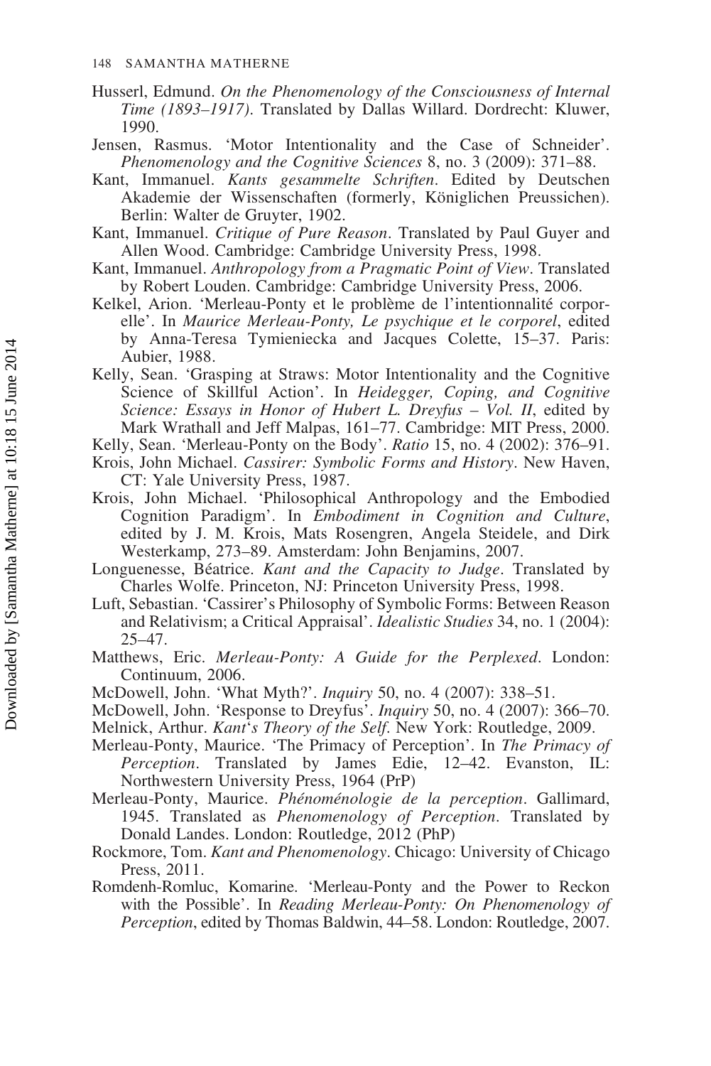Husserl, Edmund. *On the Phenomenology of the Consciousness of Internal Time (1893–1917)*. Translated by Dallas Willard. Dordrecht: Kluwer, 1990.

Jensen, Rasmus. 'Motor Intentionality and the Case of Schneider'. *Phenomenology and the Cognitive Sciences* 8, no. 3 (2009): 371–88.

Kant, Immanuel. *Kants gesammelte Schriften*. Edited by Deutschen Akademie der Wissenschaften (formerly, Königlichen Preussichen). Berlin: Walter de Gruyter, 1902.

Kant, Immanuel. *Critique of Pure Reason*. Translated by Paul Guyer and Allen Wood. Cambridge: Cambridge University Press, 1998.

Kant, Immanuel. *Anthropology from a Pragmatic Point of View*. Translated by Robert Louden. Cambridge: Cambridge University Press, 2006.

Kelkel, Arion. 'Merleau-Ponty et le problème de l'intentionnalité corporelle'. In *Maurice Merleau-Ponty, Le psychique et le corporel*, edited by Anna-Teresa Tymieniecka and Jacques Colette, 15–37. Paris: Aubier, 1988.

Kelly, Sean. 'Grasping at Straws: Motor Intentionality and the Cognitive Science of Skillful Action'. In *Heidegger, Coping, and Cognitive Science: Essays in Honor of Hubert L. Dreyfus – Vol. II*, edited by Mark Wrathall and Jeff Malpas, 161–77. Cambridge: MIT Press, 2000.

Kelly, Sean. 'Merleau-Ponty on the Body'. *Ratio* 15, no. 4 (2002): 376–91.

Krois, John Michael. *Cassirer: Symbolic Forms and History*. New Haven, CT: Yale University Press, 1987.

Krois, John Michael. 'Philosophical Anthropology and the Embodied Cognition Paradigm'. In *Embodiment in Cognition and Culture*, edited by J. M. Krois, Mats Rosengren, Angela Steidele, and Dirk Westerkamp, 273–89. Amsterdam: John Benjamins, 2007.

Longuenesse, Béatrice. *Kant and the Capacity to Judge*. Translated by Charles Wolfe. Princeton, NJ: Princeton University Press, 1998.

Luft, Sebastian. 'Cassirer's Philosophy of Symbolic Forms: Between Reason and Relativism; a Critical Appraisal'. *Idealistic Studies* 34, no. 1 (2004): 25–47.

Matthews, Eric. *Merleau-Ponty: A Guide for the Perplexed*. London: Continuum, 2006.

McDowell, John. 'What Myth?'. *Inquiry* 50, no. 4 (2007): 338–51.

McDowell, John. 'Response to Dreyfus'. *Inquiry* 50, no. 4 (2007): 366–70.

Melnick, Arthur. *Kant's Theory of the Self*. New York: Routledge, 2009.

Merleau-Ponty, Maurice. 'The Primacy of Perception'. In *The Primacy of Perception*. Translated by James Edie, 12–42. Evanston, IL: Northwestern University Press, 1964 (PrP)

Merleau-Ponty, Maurice. *Phénoménologie de la perception*. Gallimard, 1945. Translated as *Phenomenology of Perception*. Translated by Donald Landes. London: Routledge, 2012 (PhP)

Rockmore, Tom. *Kant and Phenomenology*. Chicago: University of Chicago Press, 2011.

Romdenh-Romluc, Komarine. 'Merleau-Ponty and the Power to Reckon with the Possible'. In *Reading Merleau-Ponty: On Phenomenology of Perception*, edited by Thomas Baldwin, 44–58. London: Routledge, 2007.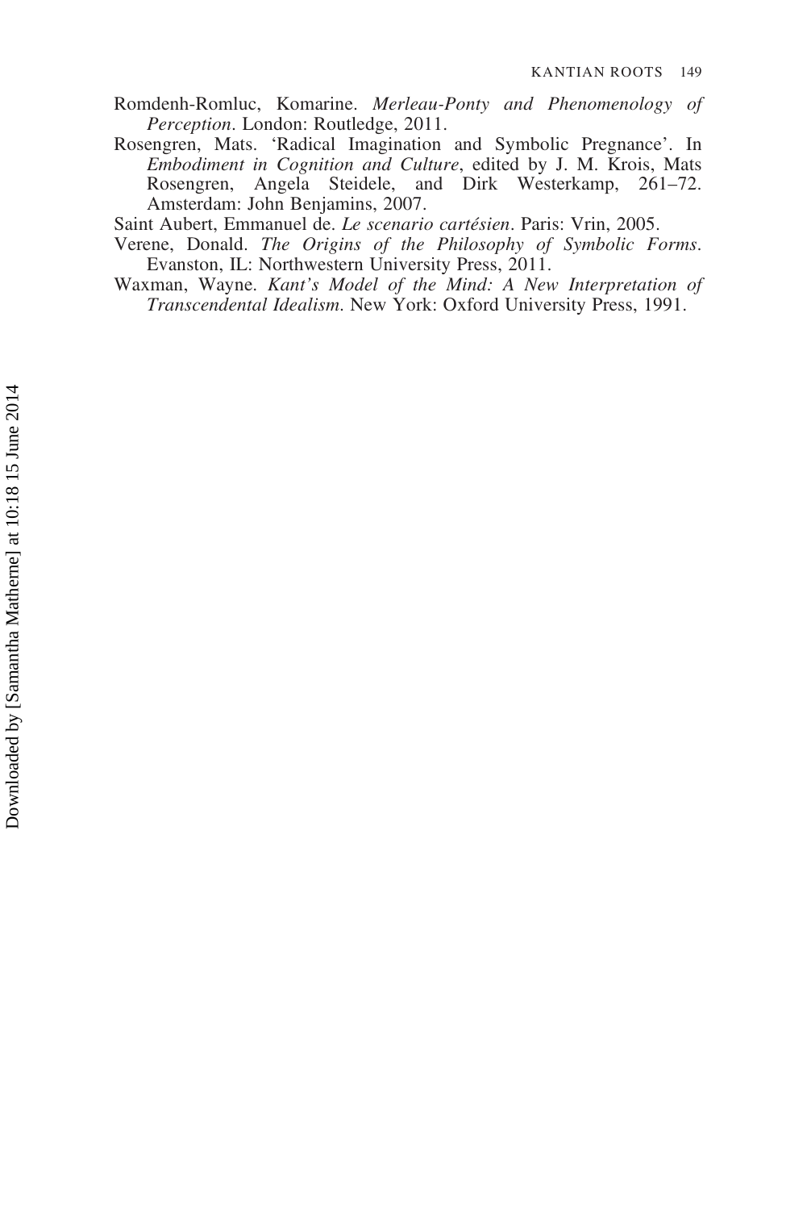Romdenh-Romluc, Komarine. *Merleau-Ponty and Phenomenology of Perception*. London: Routledge, 2011.

Rosengren, Mats. 'Radical Imagination and Symbolic Pregnance'. In *Embodiment in Cognition and Culture*, edited by J. M. Krois, Mats Rosengren, Angela Steidele, and Dirk Westerkamp, 261–72. Amsterdam: John Benjamins, 2007.

Saint Aubert, Emmanuel de. *Le scenario cartésien*. Paris: Vrin, 2005.

Verene, Donald. *The Origins of the Philosophy of Symbolic Forms*. Evanston, IL: Northwestern University Press, 2011.

Waxman, Wayne. *Kant's Model of the Mind: A New Interpretation of Transcendental Idealism*. New York: Oxford University Press, 1991.